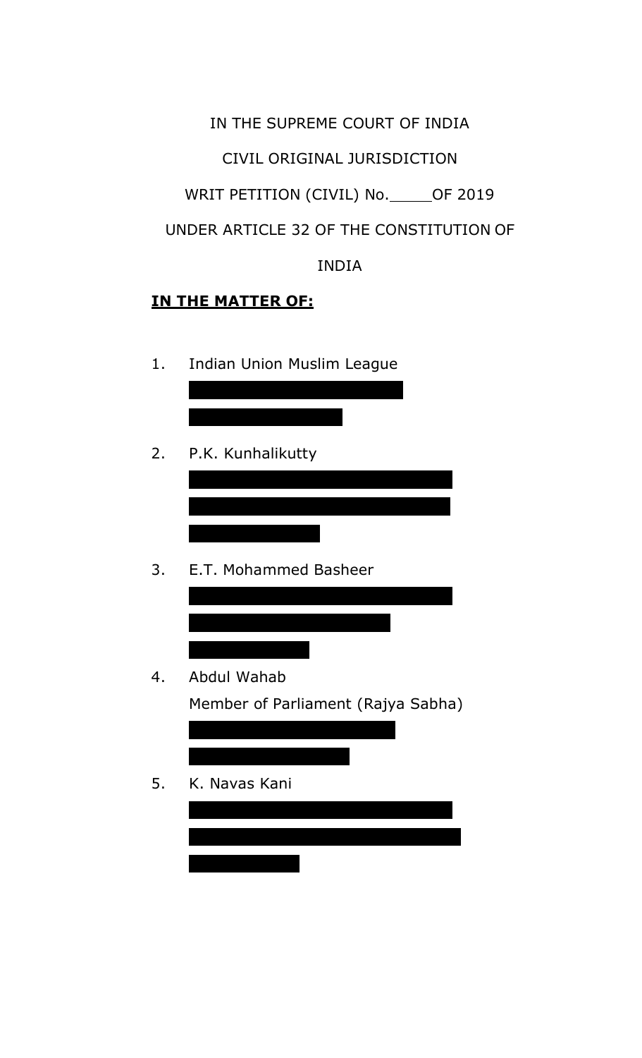IN THE SUPREME COURT OF INDIA

CIVIL ORIGINAL JURISDICTION

WRIT PETITION (CIVIL) No.\_\_\_\_\_OF 2019

UNDER ARTICLE 32 OF THE CONSTITUTION OF INDIA

**IN THE MATTER OF:**

1. Indian Union Muslim League

2. P.K. Kunhalikutty

3. E.T. Mohammed Basheer

4. Abdul Wahab
   Member of Parliament (Rajya Sabha)

5. K. Navas Kani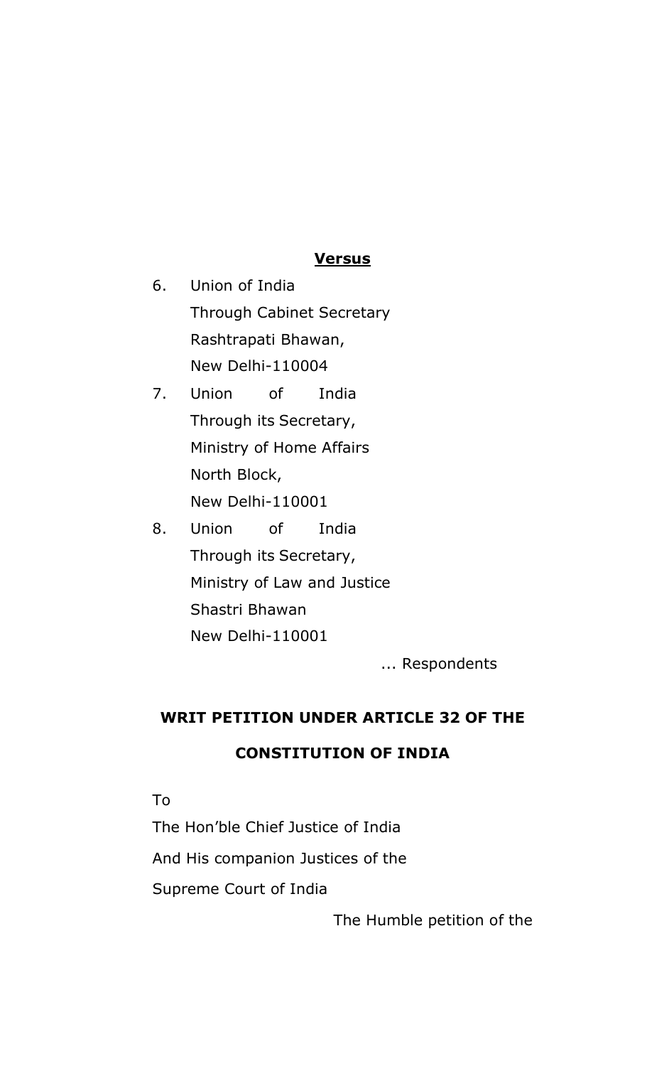**Versus**

6. Union of India
   Through Cabinet Secretary
   Rashtrapati Bhawan,
   New Delhi-110004
7. Union of India
   Through its Secretary,
   Ministry of Home Affairs
   North Block,
   New Delhi-110001
8. Union of India
   Through its Secretary,
   Ministry of Law and Justice
   Shastri Bhawan
   New Delhi-110001

... Respondents

**WRIT PETITION UNDER ARTICLE 32 OF THE CONSTITUTION OF INDIA**

To
The Hon'ble Chief Justice of India
And His companion Justices of the
Supreme Court of India

The Humble petition of the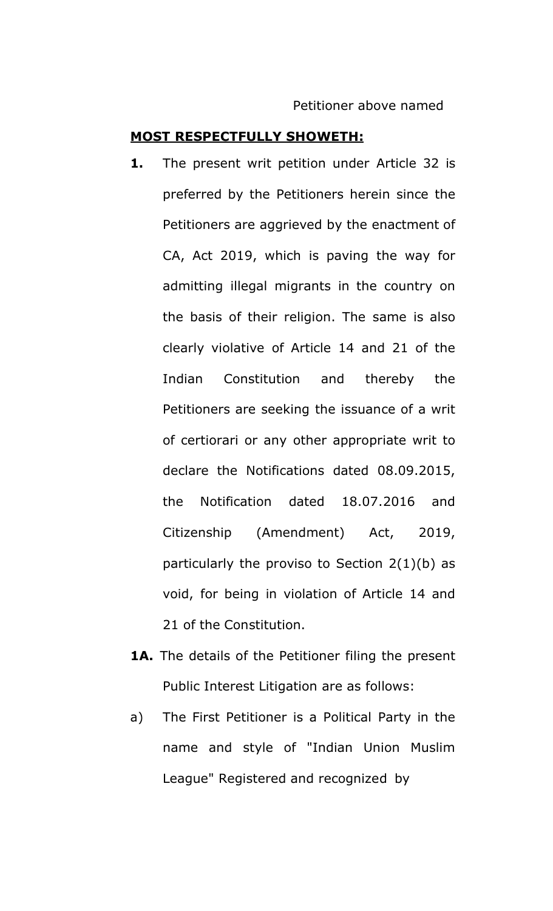Petitioner above named

**MOST RESPECTFULLY SHOWETH:**

**1.** The present writ petition under Article 32 is preferred by the Petitioners herein since the Petitioners are aggrieved by the enactment of CA, Act 2019, which is paving the way for admitting illegal migrants in the country on the basis of their religion. The same is also clearly violative of Article 14 and 21 of the Indian Constitution and thereby the Petitioners are seeking the issuance of a writ of certiorari or any other appropriate writ to declare the Notifications dated 08.09.2015, the Notification dated 18.07.2016 and Citizenship (Amendment) Act, 2019, particularly the proviso to Section 2(1)(b) as void, for being in violation of Article 14 and 21 of the Constitution.

**1A.** The details of the Petitioner filing the present Public Interest Litigation are as follows:

a) The First Petitioner is a Political Party in the name and style of "Indian Union Muslim League" Registered and recognized by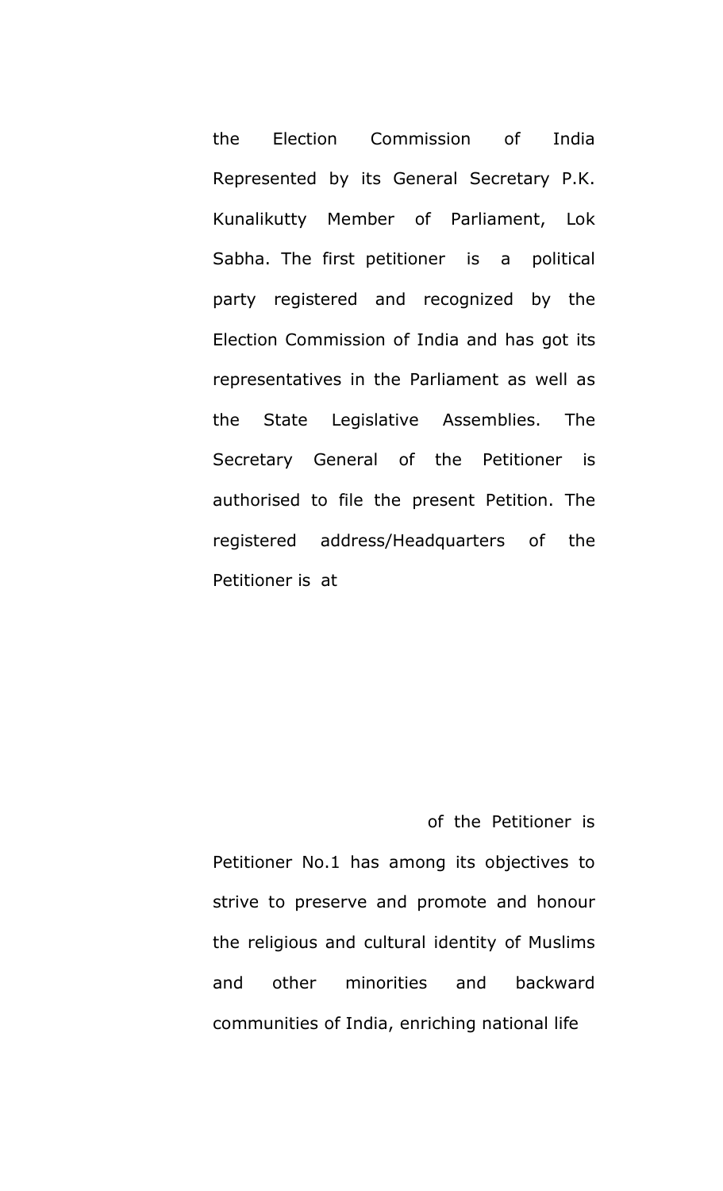the Election Commission of India Represented by its General Secretary P.K. Kunalikutty Member of Parliament, Lok Sabha. The first petitioner is a political party registered and recognized by the Election Commission of India and has got its representatives in the Parliament as well as the State Legislative Assemblies. The Secretary General of the Petitioner is authorised to file the present Petition. The registered address/Headquarters of the Petitioner is at

of the Petitioner is

Petitioner No.1 has among its objectives to strive to preserve and promote and honour the religious and cultural identity of Muslims and other minorities and backward communities of India, enriching national life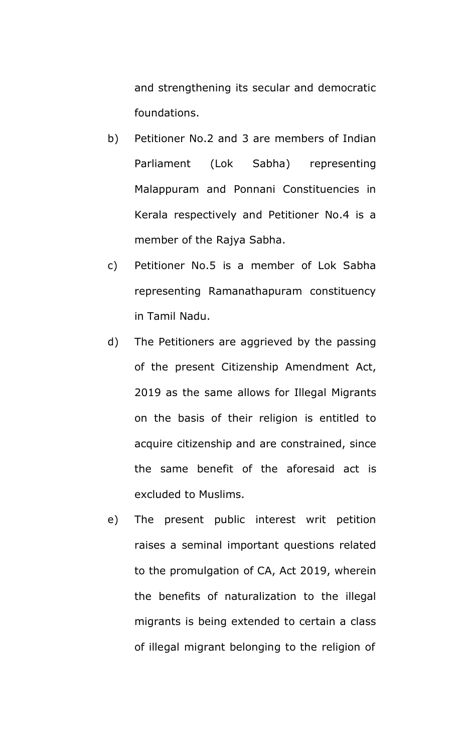and strengthening its secular and democratic foundations.

b) Petitioner No.2 and 3 are members of Indian Parliament (Lok Sabha) representing Malappuram and Ponnani Constituencies in Kerala respectively and Petitioner No.4 is a member of the Rajya Sabha.

c) Petitioner No.5 is a member of Lok Sabha representing Ramanathapuram constituency in Tamil Nadu.

d) The Petitioners are aggrieved by the passing of the present Citizenship Amendment Act, 2019 as the same allows for Illegal Migrants on the basis of their religion is entitled to acquire citizenship and are constrained, since the same benefit of the aforesaid act is excluded to Muslims.

e) The present public interest writ petition raises a seminal important questions related to the promulgation of CA, Act 2019, wherein the benefits of naturalization to the illegal migrants is being extended to certain a class of illegal migrant belonging to the religion of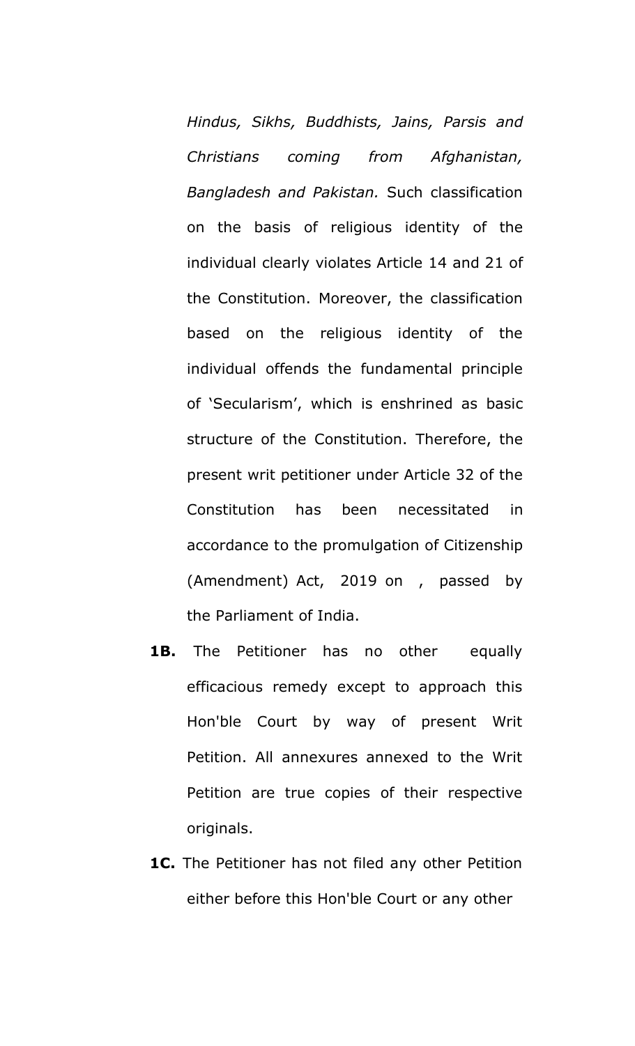*Hindus, Sikhs, Buddhists, Jains, Parsis and Christians coming from Afghanistan, Bangladesh and Pakistan.* Such classification on the basis of religious identity of the individual clearly violates Article 14 and 21 of the Constitution. Moreover, the classification based on the religious identity of the individual offends the fundamental principle of 'Secularism', which is enshrined as basic structure of the Constitution. Therefore, the present writ petitioner under Article 32 of the Constitution has been necessitated in accordance to the promulgation of Citizenship (Amendment) Act, 2019 on , passed by the Parliament of India.

**1B.** The Petitioner has no other equally efficacious remedy except to approach this Hon'ble Court by way of present Writ Petition. All annexures annexed to the Writ Petition are true copies of their respective originals.

**1C.** The Petitioner has not filed any other Petition either before this Hon'ble Court or any other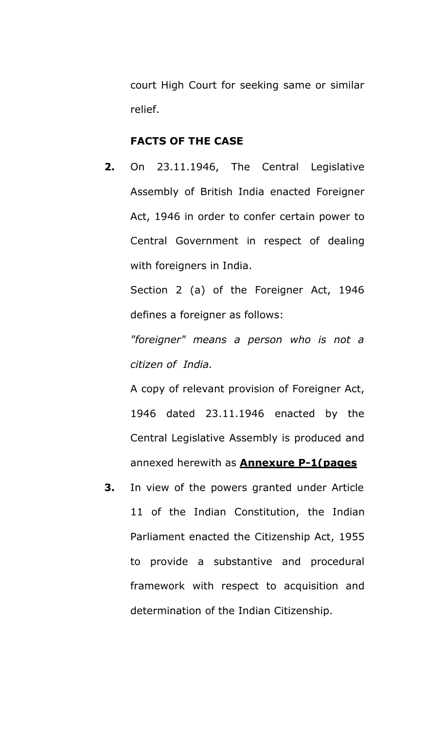court High Court for seeking same or similar relief.

**FACTS OF THE CASE**

**2.** On 23.11.1946, The Central Legislative Assembly of British India enacted Foreigner Act, 1946 in order to confer certain power to Central Government in respect of dealing with foreigners in India.

Section 2 (a) of the Foreigner Act, 1946 defines a foreigner as follows:

*"foreigner" means a person who is not a citizen of India.*

A copy of relevant provision of Foreigner Act, 1946 dated 23.11.1946 enacted by the Central Legislative Assembly is produced and annexed herewith as **Annexure P-1(pages**

**3.** In view of the powers granted under Article 11 of the Indian Constitution, the Indian Parliament enacted the Citizenship Act, 1955 to provide a substantive and procedural framework with respect to acquisition and determination of the Indian Citizenship.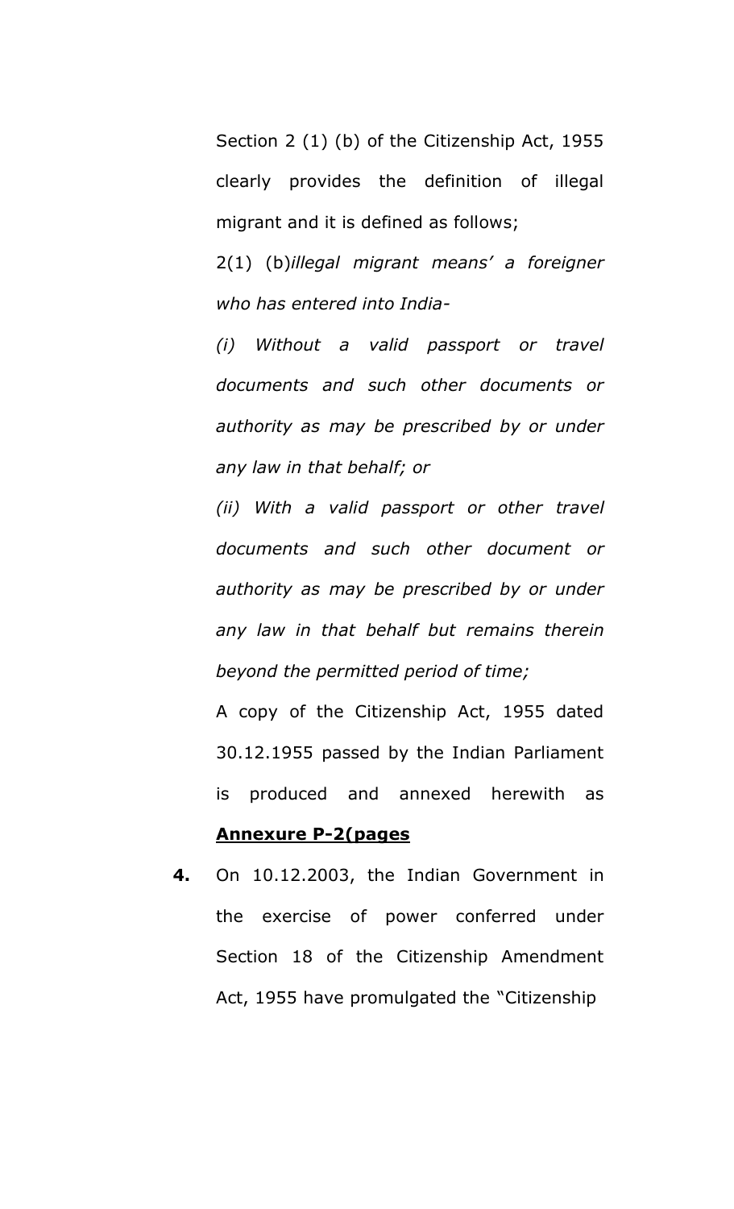Section 2 (1) (b) of the Citizenship Act, 1955 clearly provides the definition of illegal migrant and it is defined as follows;

2(1) (b)*illegal migrant means' a foreigner who has entered into India-*

*(i) Without a valid passport or travel documents and such other documents or authority as may be prescribed by or under any law in that behalf; or*

*(ii) With a valid passport or other travel documents and such other document or authority as may be prescribed by or under any law in that behalf but remains therein beyond the permitted period of time;*

A copy of the Citizenship Act, 1955 dated 30.12.1955 passed by the Indian Parliament is produced and annexed herewith as **Annexure P-2(pages**

**4.** On 10.12.2003, the Indian Government in the exercise of power conferred under Section 18 of the Citizenship Amendment Act, 1955 have promulgated the "Citizenship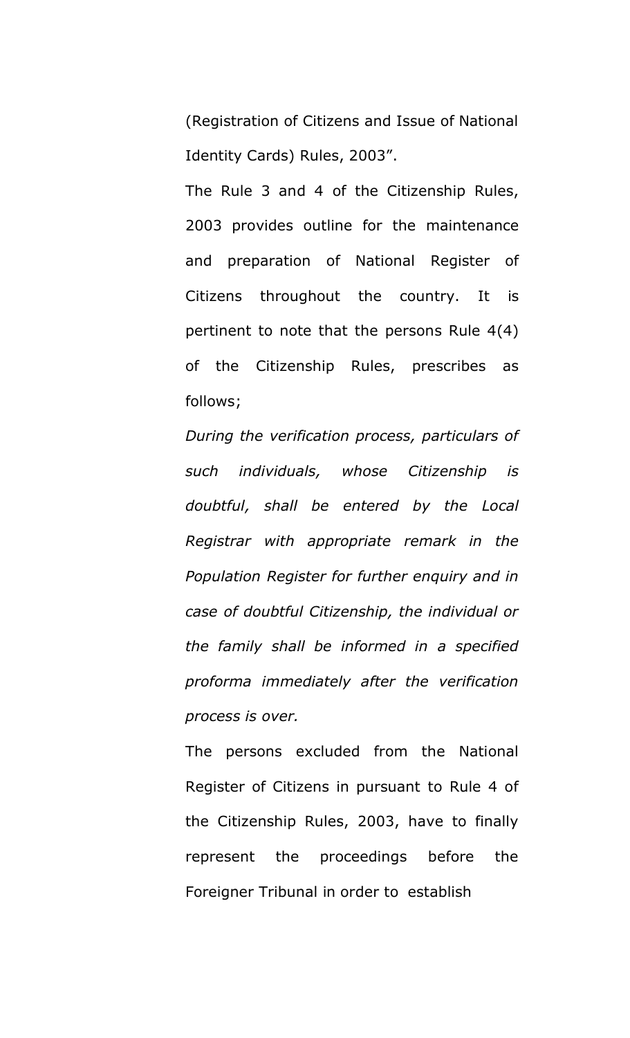(Registration of Citizens and Issue of National Identity Cards) Rules, 2003".

The Rule 3 and 4 of the Citizenship Rules, 2003 provides outline for the maintenance and preparation of National Register of Citizens throughout the country. It is pertinent to note that the persons Rule 4(4) of the Citizenship Rules, prescribes as follows;

*During the verification process, particulars of such individuals, whose Citizenship is doubtful, shall be entered by the Local Registrar with appropriate remark in the Population Register for further enquiry and in case of doubtful Citizenship, the individual or the family shall be informed in a specified proforma immediately after the verification process is over.*

The persons excluded from the National Register of Citizens in pursuant to Rule 4 of the Citizenship Rules, 2003, have to finally represent the proceedings before the Foreigner Tribunal in order to establish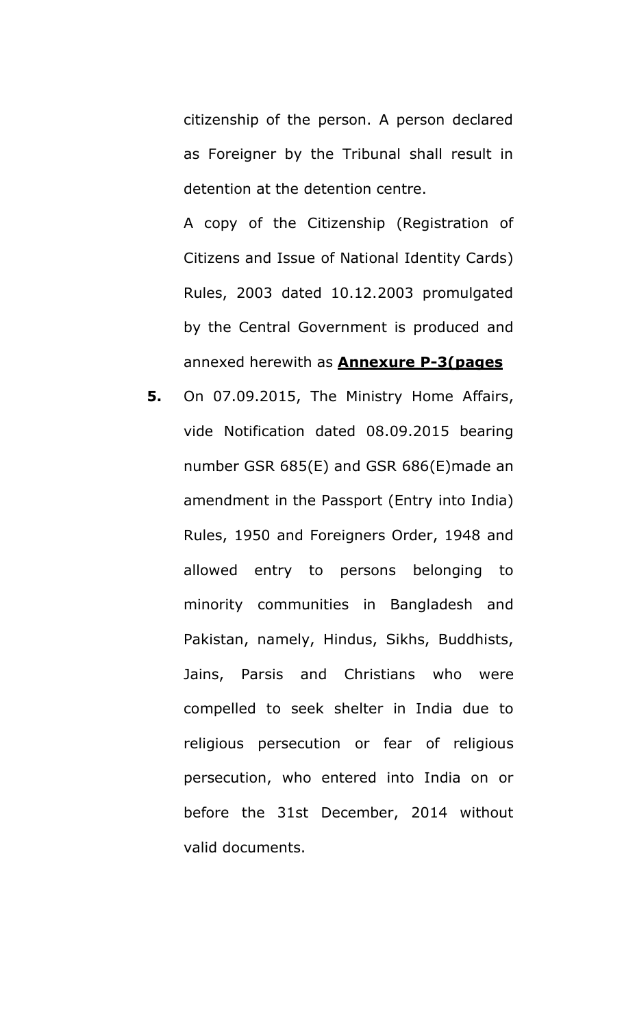citizenship of the person. A person declared as Foreigner by the Tribunal shall result in detention at the detention centre.

A copy of the Citizenship (Registration of Citizens and Issue of National Identity Cards) Rules, 2003 dated 10.12.2003 promulgated by the Central Government is produced and annexed herewith as **Annexure P-3(pages**

**5.** On 07.09.2015, The Ministry Home Affairs, vide Notification dated 08.09.2015 bearing number GSR 685(E) and GSR 686(E)made an amendment in the Passport (Entry into India) Rules, 1950 and Foreigners Order, 1948 and allowed entry to persons belonging to minority communities in Bangladesh and Pakistan, namely, Hindus, Sikhs, Buddhists, Jains, Parsis and Christians who were compelled to seek shelter in India due to religious persecution or fear of religious persecution, who entered into India on or before the 31st December, 2014 without valid documents.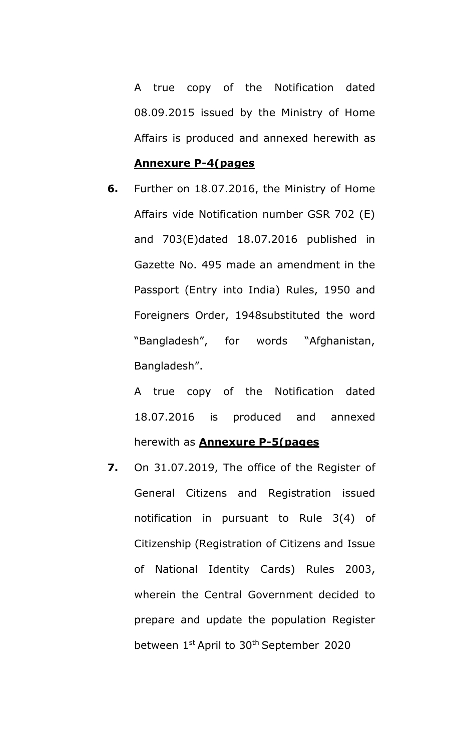A true copy of the Notification dated 08.09.2015 issued by the Ministry of Home Affairs is produced and annexed herewith as **Annexure P-4(pages**

**6.** Further on 18.07.2016, the Ministry of Home Affairs vide Notification number GSR 702 (E) and 703(E)dated 18.07.2016 published in Gazette No. 495 made an amendment in the Passport (Entry into India) Rules, 1950 and Foreigners Order, 1948substituted the word "Bangladesh", for words "Afghanistan, Bangladesh".

A true copy of the Notification dated 18.07.2016 is produced and annexed herewith as **Annexure P-5(pages**

**7.** On 31.07.2019, The office of the Register of General Citizens and Registration issued notification in pursuant to Rule 3(4) of Citizenship (Registration of Citizens and Issue of National Identity Cards) Rules 2003, wherein the Central Government decided to prepare and update the population Register between 1st April to 30th September 2020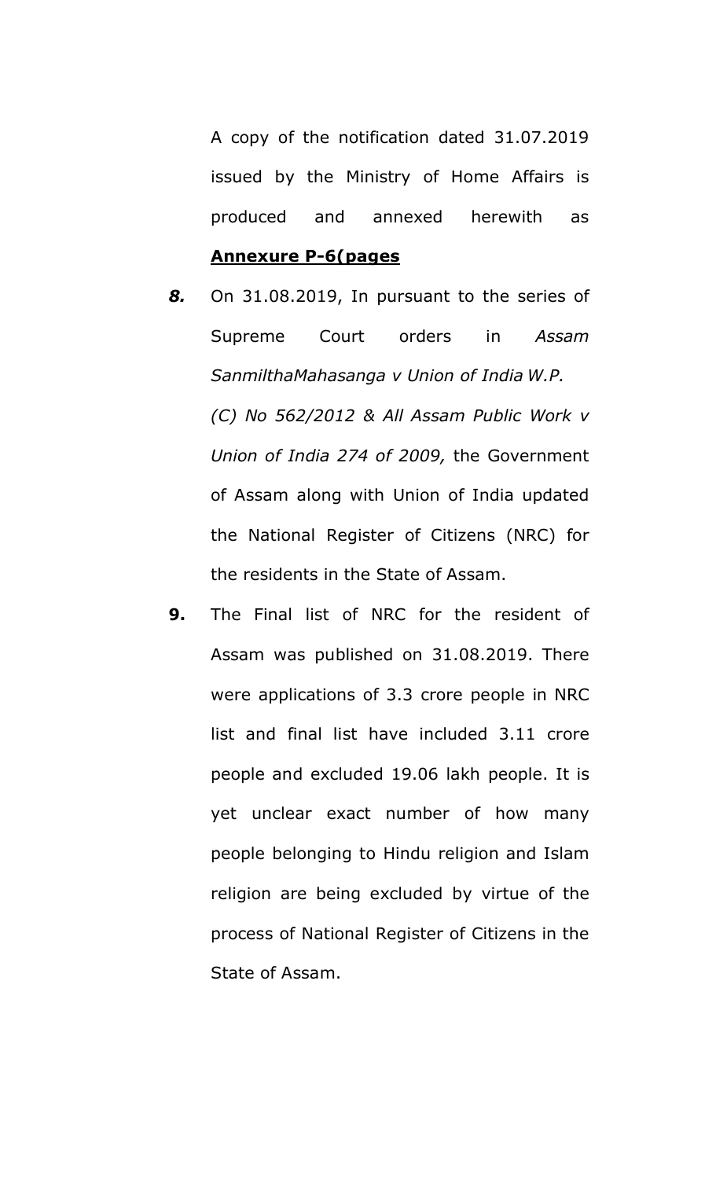A copy of the notification dated 31.07.2019 issued by the Ministry of Home Affairs is produced and annexed herewith as **Annexure P-6(pages**

***8.*** On 31.08.2019, In pursuant to the series of Supreme Court orders in *Assam SanmilthaMahasanga v Union of India W.P. (C) No 562/2012 & All Assam Public Work v Union of India 274 of 2009,* the Government of Assam along with Union of India updated the National Register of Citizens (NRC) for the residents in the State of Assam.

**9.** The Final list of NRC for the resident of Assam was published on 31.08.2019. There were applications of 3.3 crore people in NRC list and final list have included 3.11 crore people and excluded 19.06 lakh people. It is yet unclear exact number of how many people belonging to Hindu religion and Islam religion are being excluded by virtue of the process of National Register of Citizens in the State of Assam.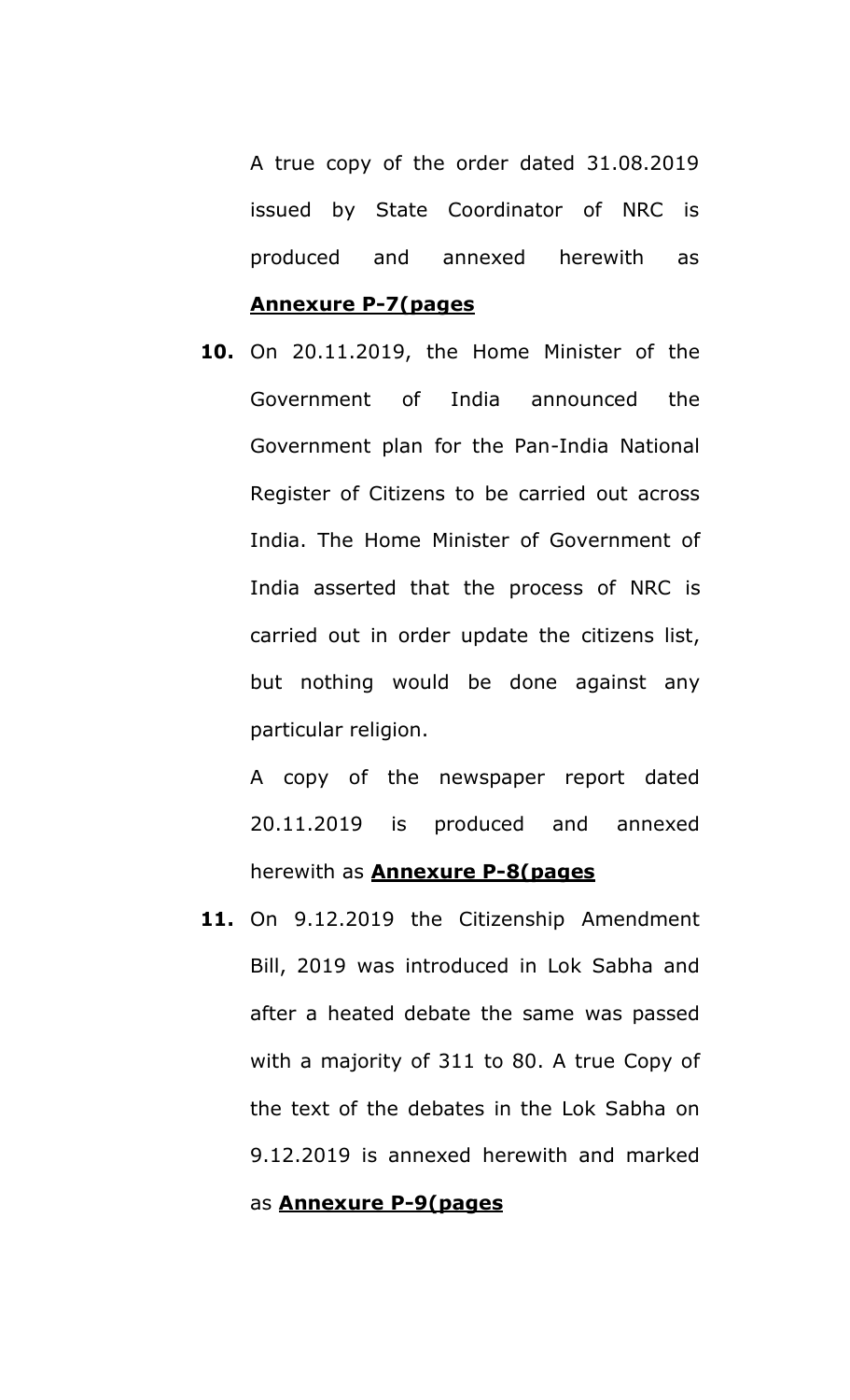A true copy of the order dated 31.08.2019 issued by State Coordinator of NRC is produced and annexed herewith as **Annexure P-7(pages**

**10.** On 20.11.2019, the Home Minister of the Government of India announced the Government plan for the Pan-India National Register of Citizens to be carried out across India. The Home Minister of Government of India asserted that the process of NRC is carried out in order update the citizens list, but nothing would be done against any particular religion.

A copy of the newspaper report dated 20.11.2019 is produced and annexed herewith as **Annexure P-8(pages**

**11.** On 9.12.2019 the Citizenship Amendment Bill, 2019 was introduced in Lok Sabha and after a heated debate the same was passed with a majority of 311 to 80. A true Copy of the text of the debates in the Lok Sabha on 9.12.2019 is annexed herewith and marked as **Annexure P-9(pages**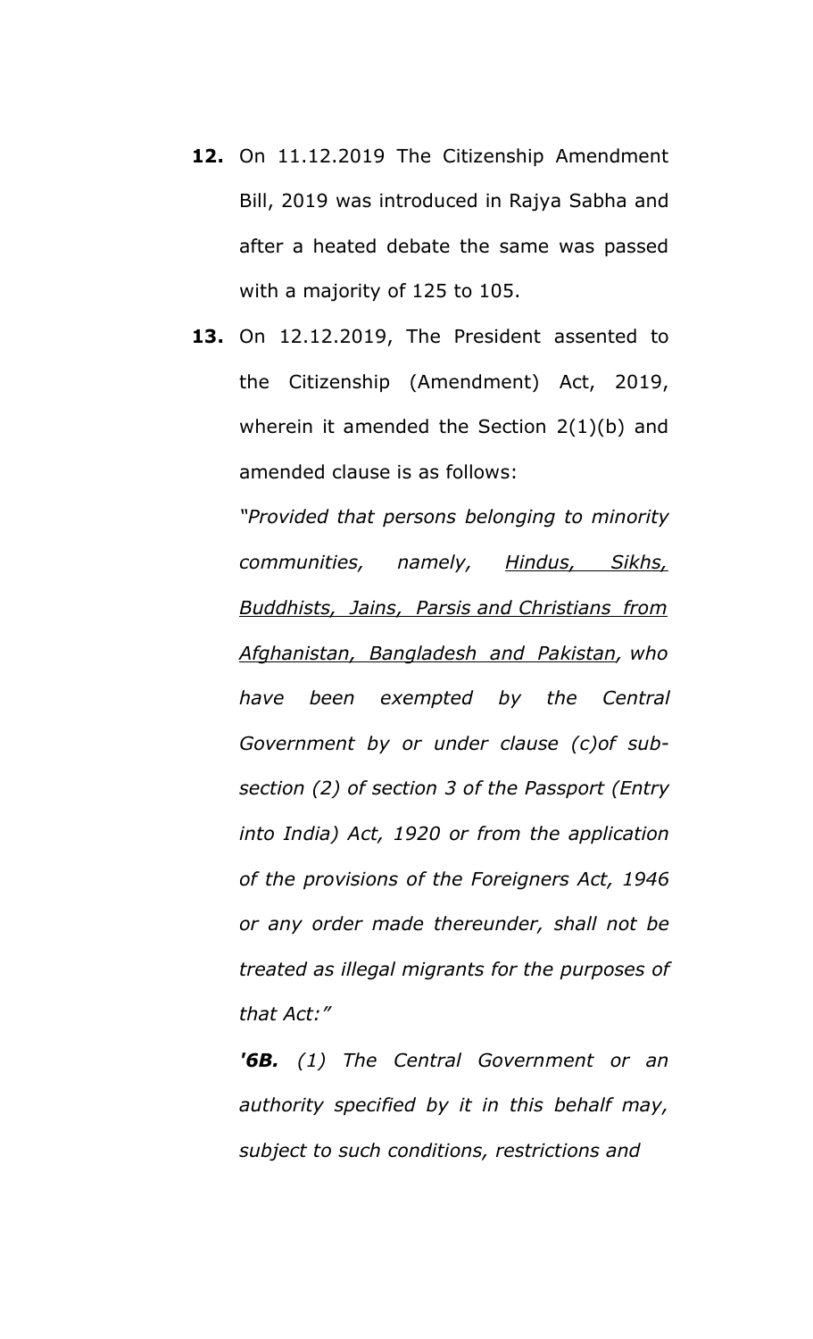**12.** On 11.12.2019 The Citizenship Amendment Bill, 2019 was introduced in Rajya Sabha and after a heated debate the same was passed with a majority of 125 to 105.

**13.** On 12.12.2019, The President assented to the Citizenship (Amendment) Act, 2019, wherein it amended the Section 2(1)(b) and amended clause is as follows:

*"Provided that persons belonging to minority communities, namely, <u>Hindus, Sikhs, Buddhists, Jains, Parsis and Christians from Afghanistan, Bangladesh and Pakistan</u>, who have been exempted by the Central Government by or under clause (c)of sub-section (2) of section 3 of the Passport (Entry into India) Act, 1920 or from the application of the provisions of the Foreigners Act, 1946 or any order made thereunder, shall not be treated as illegal migrants for the purposes of that Act:"*

***'6B.*** *(1) The Central Government or an authority specified by it in this behalf may, subject to such conditions, restrictions and*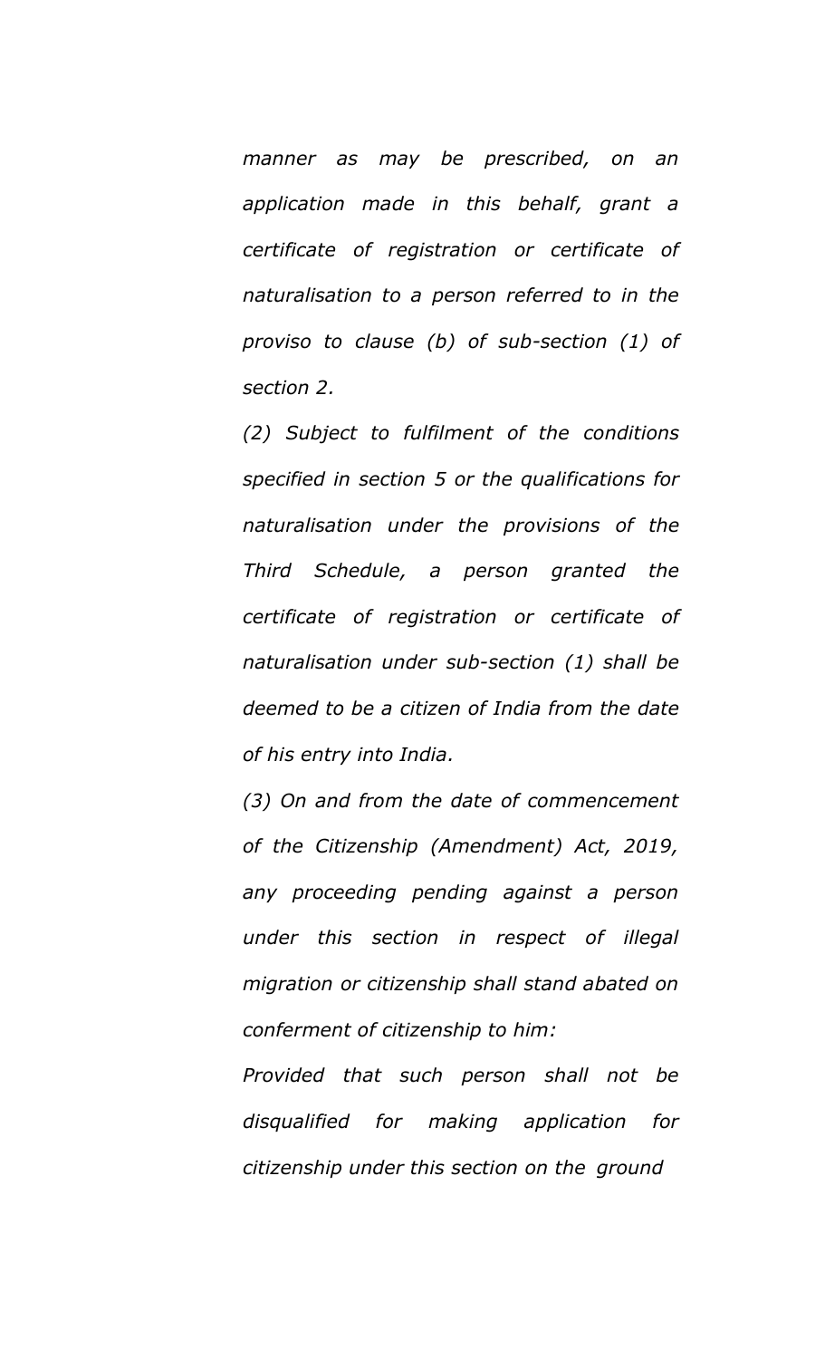*manner as may be prescribed, on an application made in this behalf, grant a certificate of registration or certificate of naturalisation to a person referred to in the proviso to clause (b) of sub-section (1) of section 2.*

*(2) Subject to fulfilment of the conditions specified in section 5 or the qualifications for naturalisation under the provisions of the Third Schedule, a person granted the certificate of registration or certificate of naturalisation under sub-section (1) shall be deemed to be a citizen of India from the date of his entry into India.*

*(3) On and from the date of commencement of the Citizenship (Amendment) Act, 2019, any proceeding pending against a person under this section in respect of illegal migration or citizenship shall stand abated on conferment of citizenship to him:*

*Provided that such person shall not be disqualified for making application for citizenship under this section on the ground*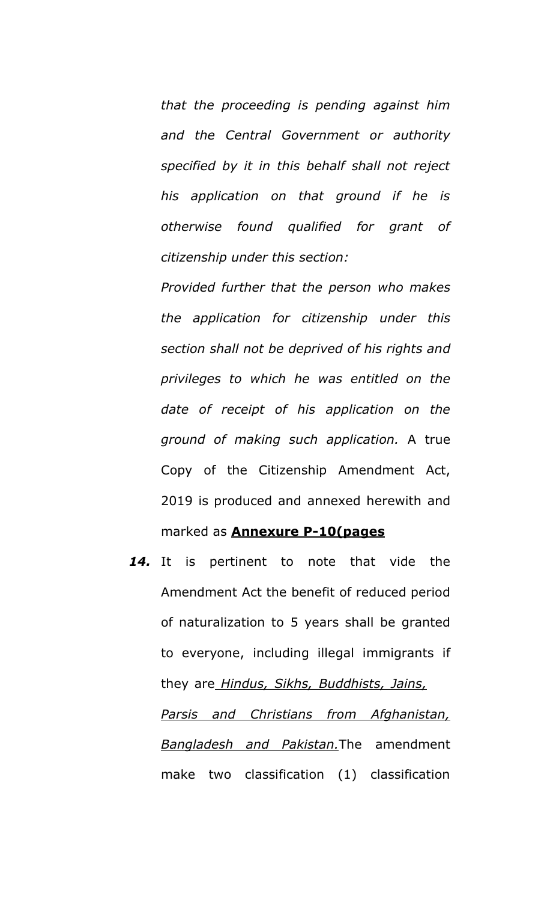*that the proceeding is pending against him and the Central Government or authority specified by it in this behalf shall not reject his application on that ground if he is otherwise found qualified for grant of citizenship under this section:*

*Provided further that the person who makes the application for citizenship under this section shall not be deprived of his rights and privileges to which he was entitled on the date of receipt of his application on the ground of making such application.* A true Copy of the Citizenship Amendment Act, 2019 is produced and annexed herewith and marked as **Annexure P-10(pages**

***14.*** It is pertinent to note that vide the Amendment Act the benefit of reduced period of naturalization to 5 years shall be granted to everyone, including illegal immigrants if they are *Hindus, Sikhs, Buddhists, Jains, Parsis and Christians from Afghanistan, Bangladesh and Pakistan.*The amendment make two classification (1) classification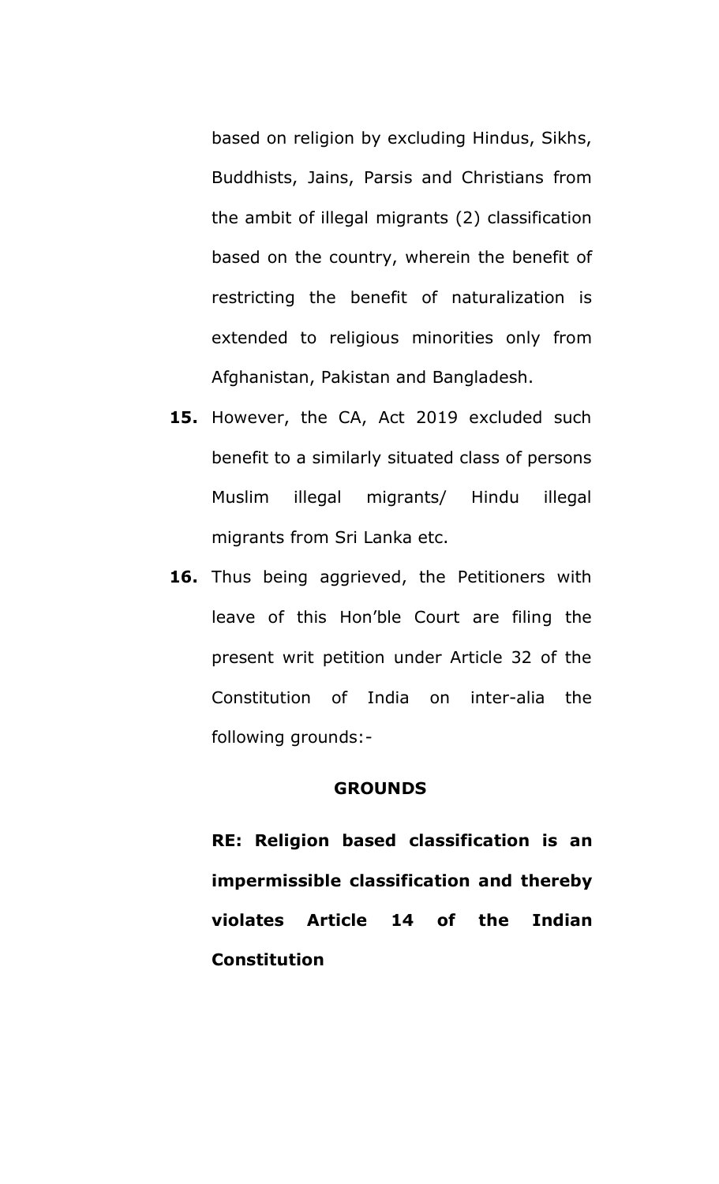based on religion by excluding Hindus, Sikhs, Buddhists, Jains, Parsis and Christians from the ambit of illegal migrants (2) classification based on the country, wherein the benefit of restricting the benefit of naturalization is extended to religious minorities only from Afghanistan, Pakistan and Bangladesh.

**15.** However, the CA, Act 2019 excluded such benefit to a similarly situated class of persons Muslim illegal migrants/ Hindu illegal migrants from Sri Lanka etc.

**16.** Thus being aggrieved, the Petitioners with leave of this Hon'ble Court are filing the present writ petition under Article 32 of the Constitution of India on inter-alia the following grounds:-

**GROUNDS**

**RE: Religion based classification is an impermissible classification and thereby violates Article 14 of the Indian Constitution**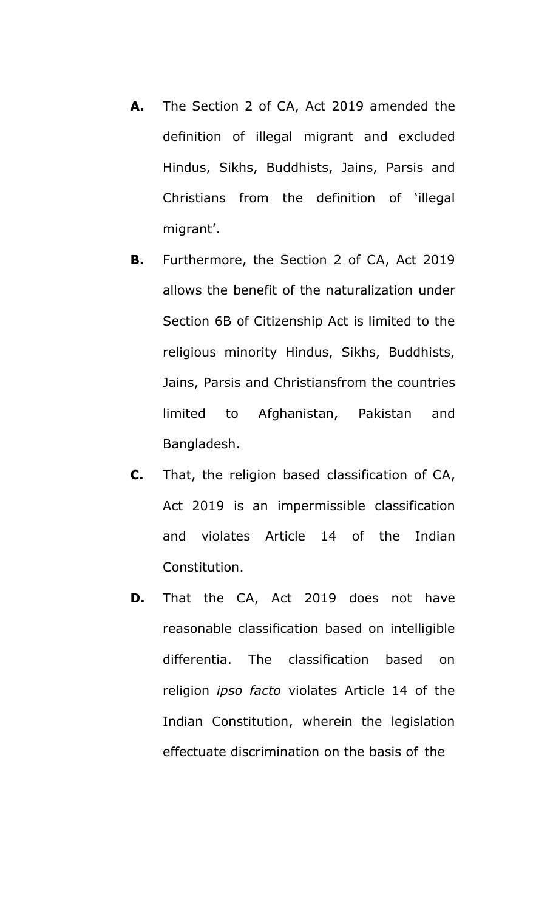**A.** The Section 2 of CA, Act 2019 amended the definition of illegal migrant and excluded Hindus, Sikhs, Buddhists, Jains, Parsis and Christians from the definition of 'illegal migrant'.

**B.** Furthermore, the Section 2 of CA, Act 2019 allows the benefit of the naturalization under Section 6B of Citizenship Act is limited to the religious minority Hindus, Sikhs, Buddhists, Jains, Parsis and Christiansfrom the countries limited to Afghanistan, Pakistan and Bangladesh.

**C.** That, the religion based classification of CA, Act 2019 is an impermissible classification and violates Article 14 of the Indian Constitution.

**D.** That the CA, Act 2019 does not have reasonable classification based on intelligible differentia. The classification based on religion *ipso facto* violates Article 14 of the Indian Constitution, wherein the legislation effectuate discrimination on the basis of the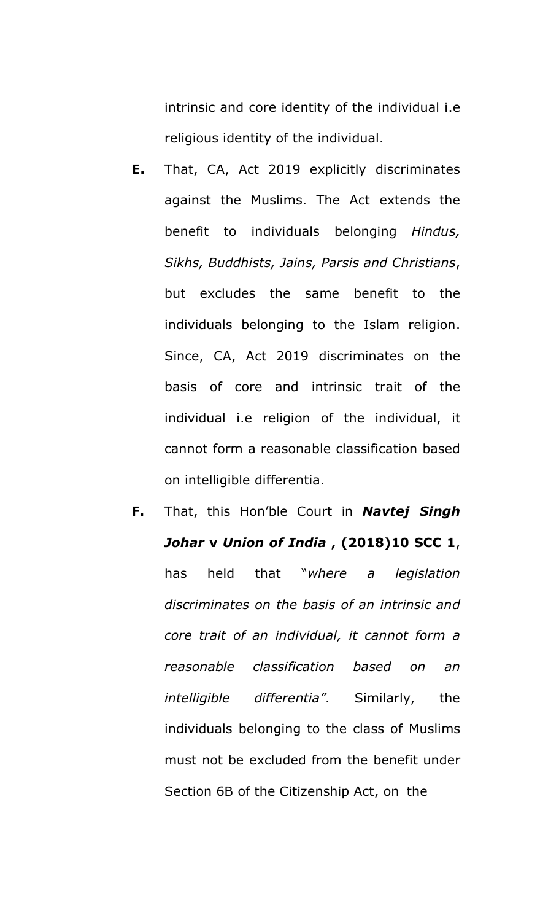intrinsic and core identity of the individual i.e religious identity of the individual.

**E.** That, CA, Act 2019 explicitly discriminates against the Muslims. The Act extends the benefit to individuals belonging *Hindus, Sikhs, Buddhists, Jains, Parsis and Christians*, but excludes the same benefit to the individuals belonging to the Islam religion. Since, CA, Act 2019 discriminates on the basis of core and intrinsic trait of the individual i.e religion of the individual, it cannot form a reasonable classification based on intelligible differentia.

**F.** That, this Hon'ble Court in ***Navtej Singh Johar* v *Union of India* , (2018)10 SCC 1**, has held that "*where a legislation discriminates on the basis of an intrinsic and core trait of an individual, it cannot form a reasonable classification based on an intelligible differentia".* Similarly, the individuals belonging to the class of Muslims must not be excluded from the benefit under Section 6B of the Citizenship Act, on the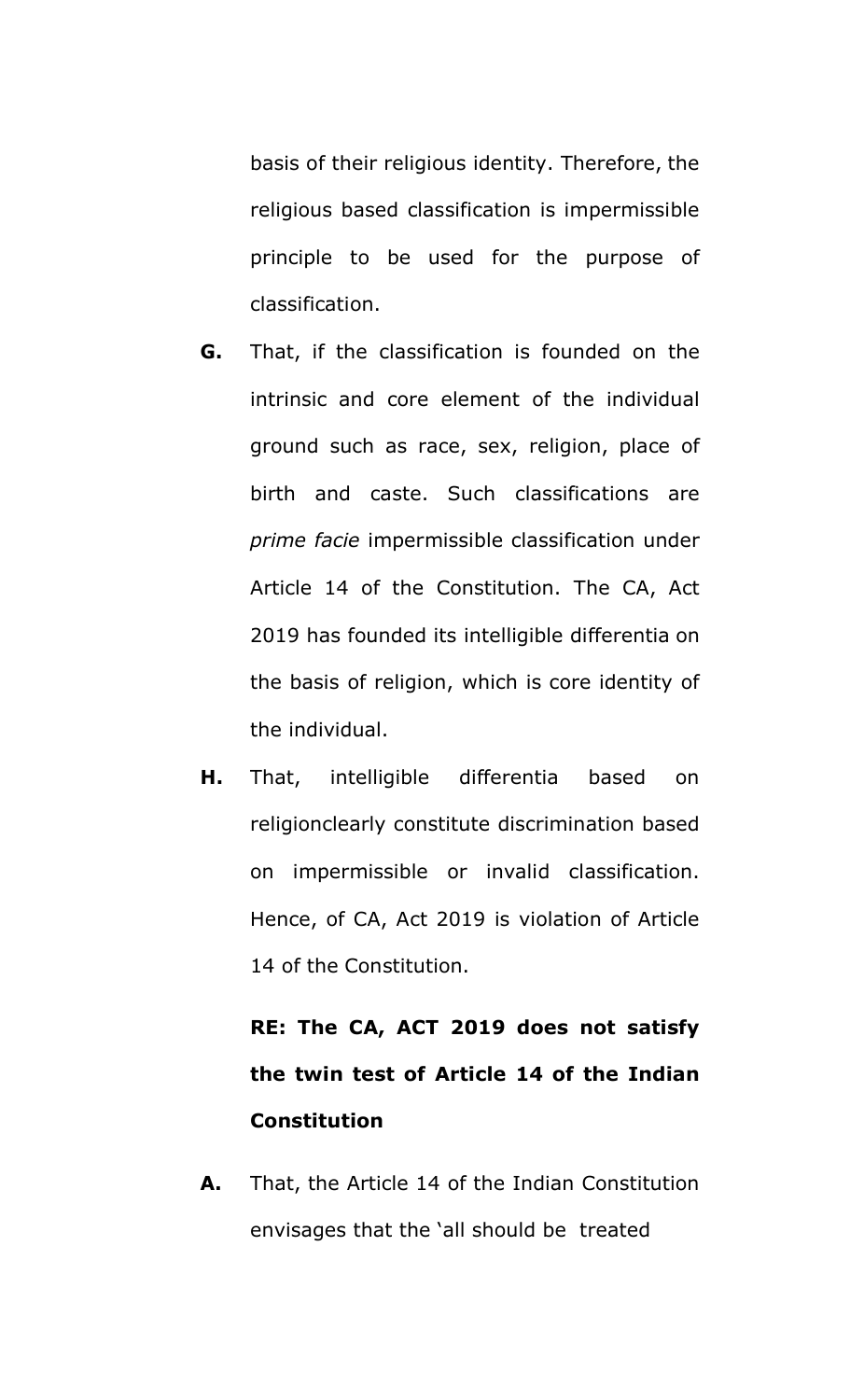basis of their religious identity. Therefore, the religious based classification is impermissible principle to be used for the purpose of classification.

**G.** That, if the classification is founded on the intrinsic and core element of the individual ground such as race, sex, religion, place of birth and caste. Such classifications are *prime facie* impermissible classification under Article 14 of the Constitution. The CA, Act 2019 has founded its intelligible differentia on the basis of religion, which is core identity of the individual.

**H.** That, intelligible differentia based on religionclearly constitute discrimination based on impermissible or invalid classification. Hence, of CA, Act 2019 is violation of Article 14 of the Constitution.

**RE: The CA, ACT 2019 does not satisfy the twin test of Article 14 of the Indian Constitution**

**A.** That, the Article 14 of the Indian Constitution envisages that the 'all should be treated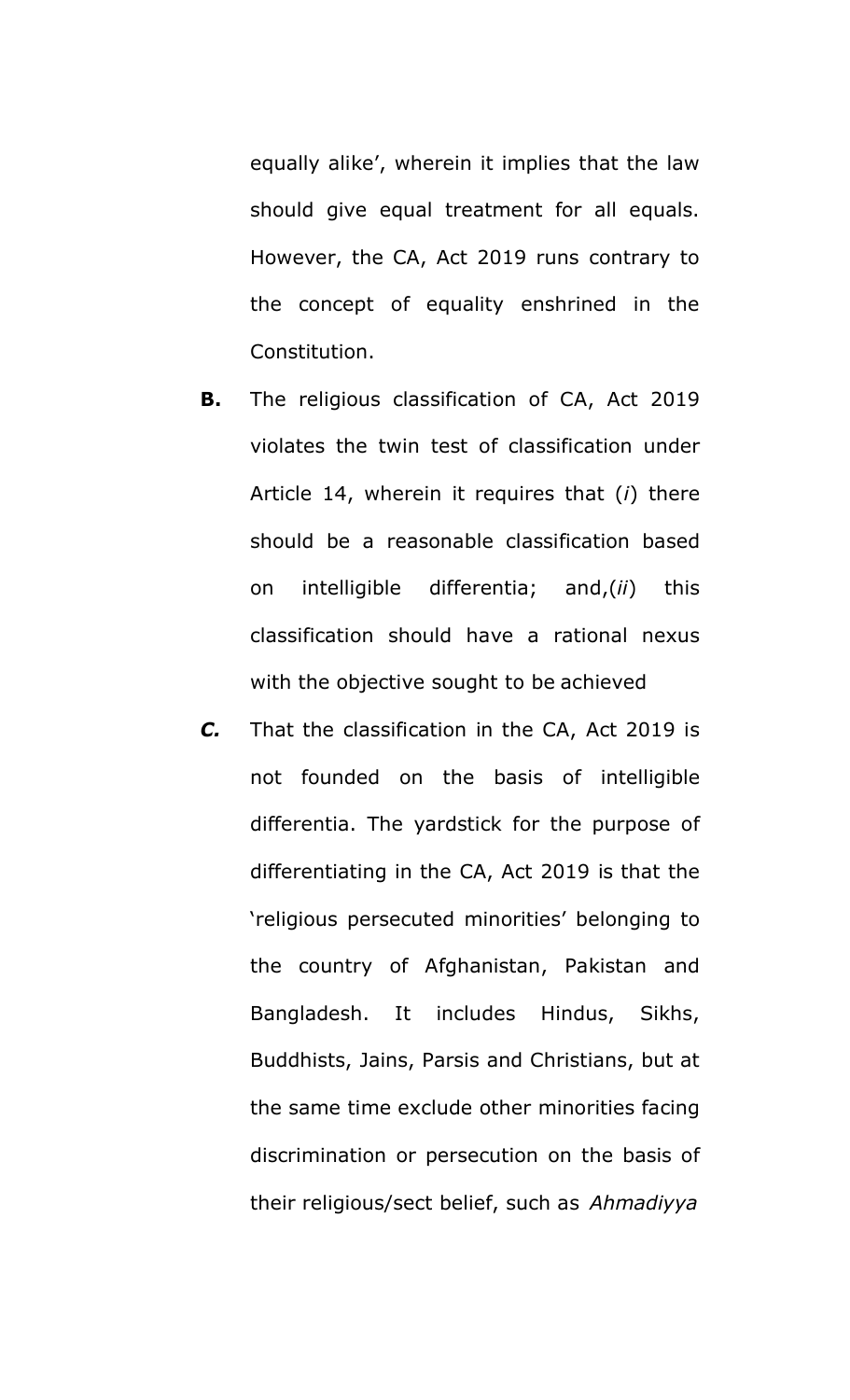equally alike', wherein it implies that the law should give equal treatment for all equals. However, the CA, Act 2019 runs contrary to the concept of equality enshrined in the Constitution.

**B.** The religious classification of CA, Act 2019 violates the twin test of classification under Article 14, wherein it requires that (*i*) there should be a reasonable classification based on intelligible differentia; and,(*ii*) this classification should have a rational nexus with the objective sought to be achieved

***C.*** That the classification in the CA, Act 2019 is not founded on the basis of intelligible differentia. The yardstick for the purpose of differentiating in the CA, Act 2019 is that the 'religious persecuted minorities' belonging to the country of Afghanistan, Pakistan and Bangladesh. It includes Hindus, Sikhs, Buddhists, Jains, Parsis and Christians, but at the same time exclude other minorities facing discrimination or persecution on the basis of their religious/sect belief, such as *Ahmadiyya*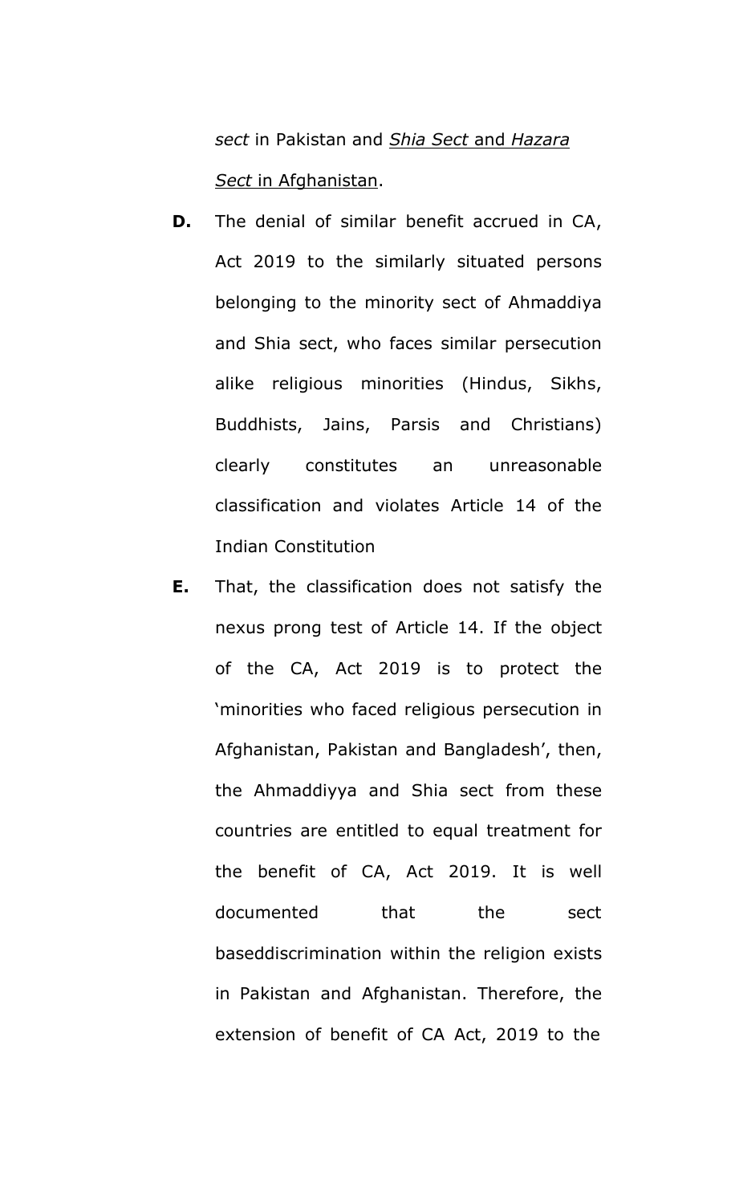*sect* in Pakistan and <u>*Shia Sect* and *Hazara Sect* in Afghanistan</u>.

**D.** The denial of similar benefit accrued in CA, Act 2019 to the similarly situated persons belonging to the minority sect of Ahmaddiya and Shia sect, who faces similar persecution alike religious minorities (Hindus, Sikhs, Buddhists, Jains, Parsis and Christians) clearly constitutes an unreasonable classification and violates Article 14 of the Indian Constitution

**E.** That, the classification does not satisfy the nexus prong test of Article 14. If the object of the CA, Act 2019 is to protect the 'minorities who faced religious persecution in Afghanistan, Pakistan and Bangladesh', then, the Ahmaddiyya and Shia sect from these countries are entitled to equal treatment for the benefit of CA, Act 2019. It is well documented that the sect baseddiscrimination within the religion exists in Pakistan and Afghanistan. Therefore, the extension of benefit of CA Act, 2019 to the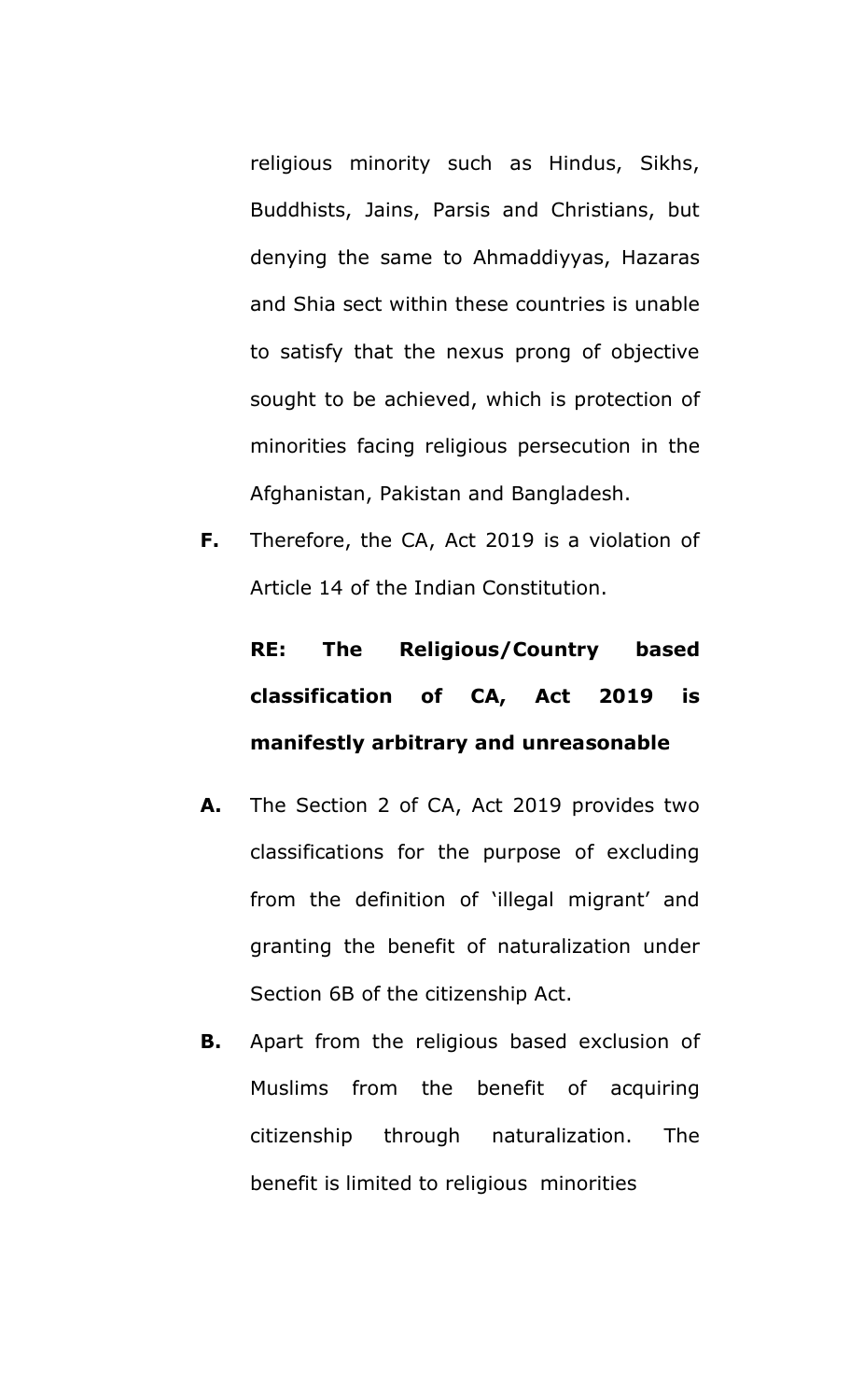religious minority such as Hindus, Sikhs, Buddhists, Jains, Parsis and Christians, but denying the same to Ahmaddiyyas, Hazaras and Shia sect within these countries is unable to satisfy that the nexus prong of objective sought to be achieved, which is protection of minorities facing religious persecution in the Afghanistan, Pakistan and Bangladesh.

**F.** Therefore, the CA, Act 2019 is a violation of Article 14 of the Indian Constitution.

**RE: The Religious/Country based classification of CA, Act 2019 is manifestly arbitrary and unreasonable**

**A.** The Section 2 of CA, Act 2019 provides two classifications for the purpose of excluding from the definition of 'illegal migrant' and granting the benefit of naturalization under Section 6B of the citizenship Act.

**B.** Apart from the religious based exclusion of Muslims from the benefit of acquiring citizenship through naturalization. The benefit is limited to religious minorities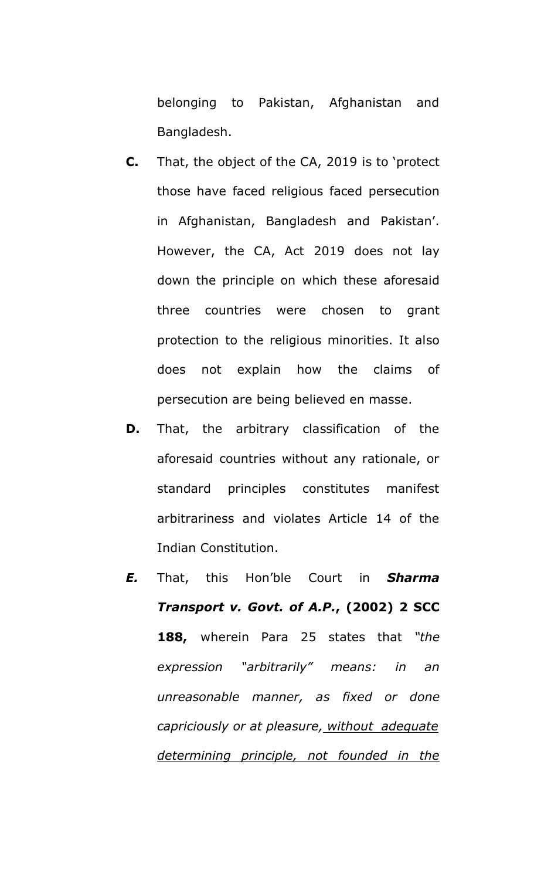belonging to Pakistan, Afghanistan and Bangladesh.

**C.** That, the object of the CA, 2019 is to 'protect those have faced religious faced persecution in Afghanistan, Bangladesh and Pakistan'. However, the CA, Act 2019 does not lay down the principle on which these aforesaid three countries were chosen to grant protection to the religious minorities. It also does not explain how the claims of persecution are being believed en masse.

**D.** That, the arbitrary classification of the aforesaid countries without any rationale, or standard principles constitutes manifest arbitrariness and violates Article 14 of the Indian Constitution.

***E.*** That, this Hon'ble Court in ***Sharma Transport v. Govt. of A.P.*****, (2002) 2 SCC 188,** wherein Para 25 states that *"the expression "arbitrarily" means: in an unreasonable manner, as fixed or done capriciously or at pleasure, <u>without adequate determining principle, not founded in the</u>*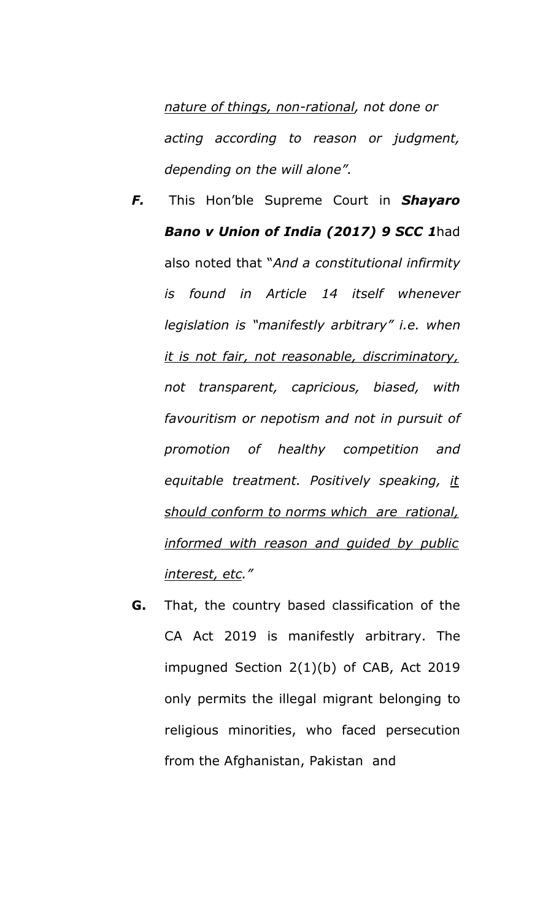*<u>nature of things, non-rational</u>, not done or acting according to reason or judgment, depending on the will alone".*

***F.*** This Hon'ble Supreme Court in ***Shayaro Bano v Union of India (2017) 9 SCC 1***had also noted that "*And a constitutional infirmity is found in Article 14 itself whenever legislation is "manifestly arbitrary" i.e. when <u>it is not fair, not reasonable, discriminatory,</u> not transparent, capricious, biased, with favouritism or nepotism and not in pursuit of promotion of healthy competition and equitable treatment. Positively speaking, <u>it should conform to norms which are rational, informed with reason and guided by public interest, etc.</u>"*

**G.** That, the country based classification of the CA Act 2019 is manifestly arbitrary. The impugned Section 2(1)(b) of CAB, Act 2019 only permits the illegal migrant belonging to religious minorities, who faced persecution from the Afghanistan, Pakistan and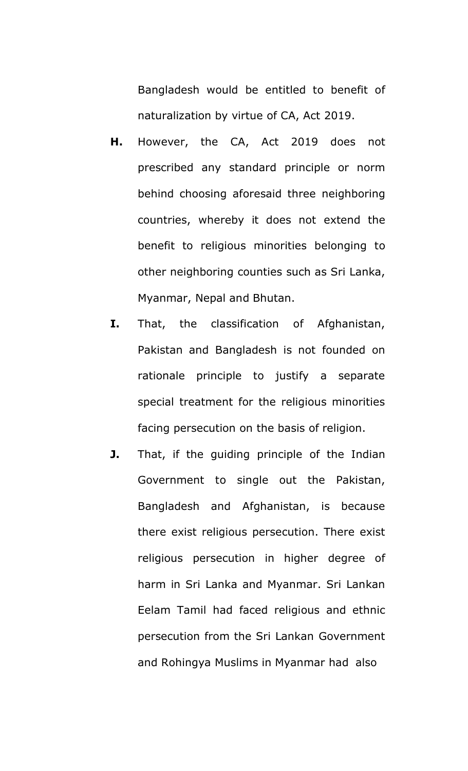Bangladesh would be entitled to benefit of naturalization by virtue of CA, Act 2019.

**H.** However, the CA, Act 2019 does not prescribed any standard principle or norm behind choosing aforesaid three neighboring countries, whereby it does not extend the benefit to religious minorities belonging to other neighboring counties such as Sri Lanka, Myanmar, Nepal and Bhutan.

**I.** That, the classification of Afghanistan, Pakistan and Bangladesh is not founded on rationale principle to justify a separate special treatment for the religious minorities facing persecution on the basis of religion.

**J.** That, if the guiding principle of the Indian Government to single out the Pakistan, Bangladesh and Afghanistan, is because there exist religious persecution. There exist religious persecution in higher degree of harm in Sri Lanka and Myanmar. Sri Lankan Eelam Tamil had faced religious and ethnic persecution from the Sri Lankan Government and Rohingya Muslims in Myanmar had also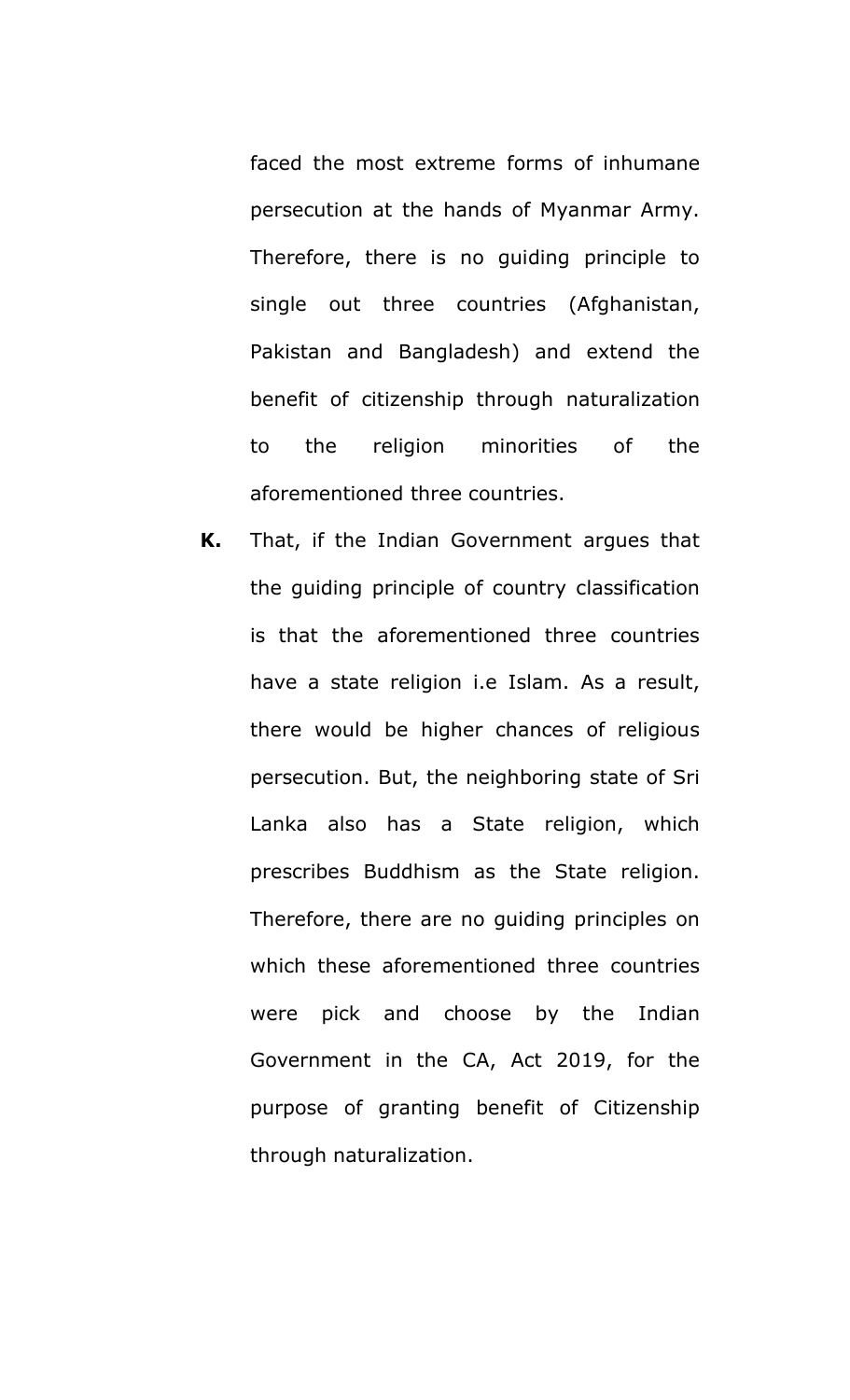faced the most extreme forms of inhumane persecution at the hands of Myanmar Army. Therefore, there is no guiding principle to single out three countries (Afghanistan, Pakistan and Bangladesh) and extend the benefit of citizenship through naturalization to the religion minorities of the aforementioned three countries.

**K.** That, if the Indian Government argues that the guiding principle of country classification is that the aforementioned three countries have a state religion i.e Islam. As a result, there would be higher chances of religious persecution. But, the neighboring state of Sri Lanka also has a State religion, which prescribes Buddhism as the State religion. Therefore, there are no guiding principles on which these aforementioned three countries were pick and choose by the Indian Government in the CA, Act 2019, for the purpose of granting benefit of Citizenship through naturalization.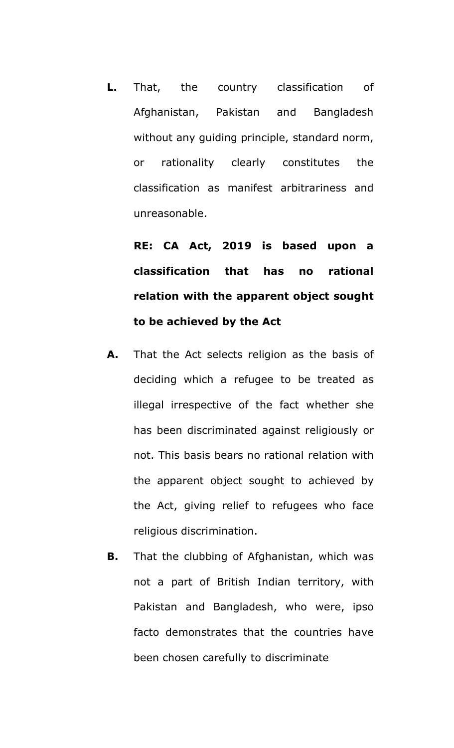**L.** That, the country classification of Afghanistan, Pakistan and Bangladesh without any guiding principle, standard norm, or rationality clearly constitutes the classification as manifest arbitrariness and unreasonable.

**RE: CA Act, 2019 is based upon a classification that has no rational relation with the apparent object sought to be achieved by the Act**

**A.** That the Act selects religion as the basis of deciding which a refugee to be treated as illegal irrespective of the fact whether she has been discriminated against religiously or not. This basis bears no rational relation with the apparent object sought to achieved by the Act, giving relief to refugees who face religious discrimination.

**B.** That the clubbing of Afghanistan, which was not a part of British Indian territory, with Pakistan and Bangladesh, who were, ipso facto demonstrates that the countries have been chosen carefully to discriminate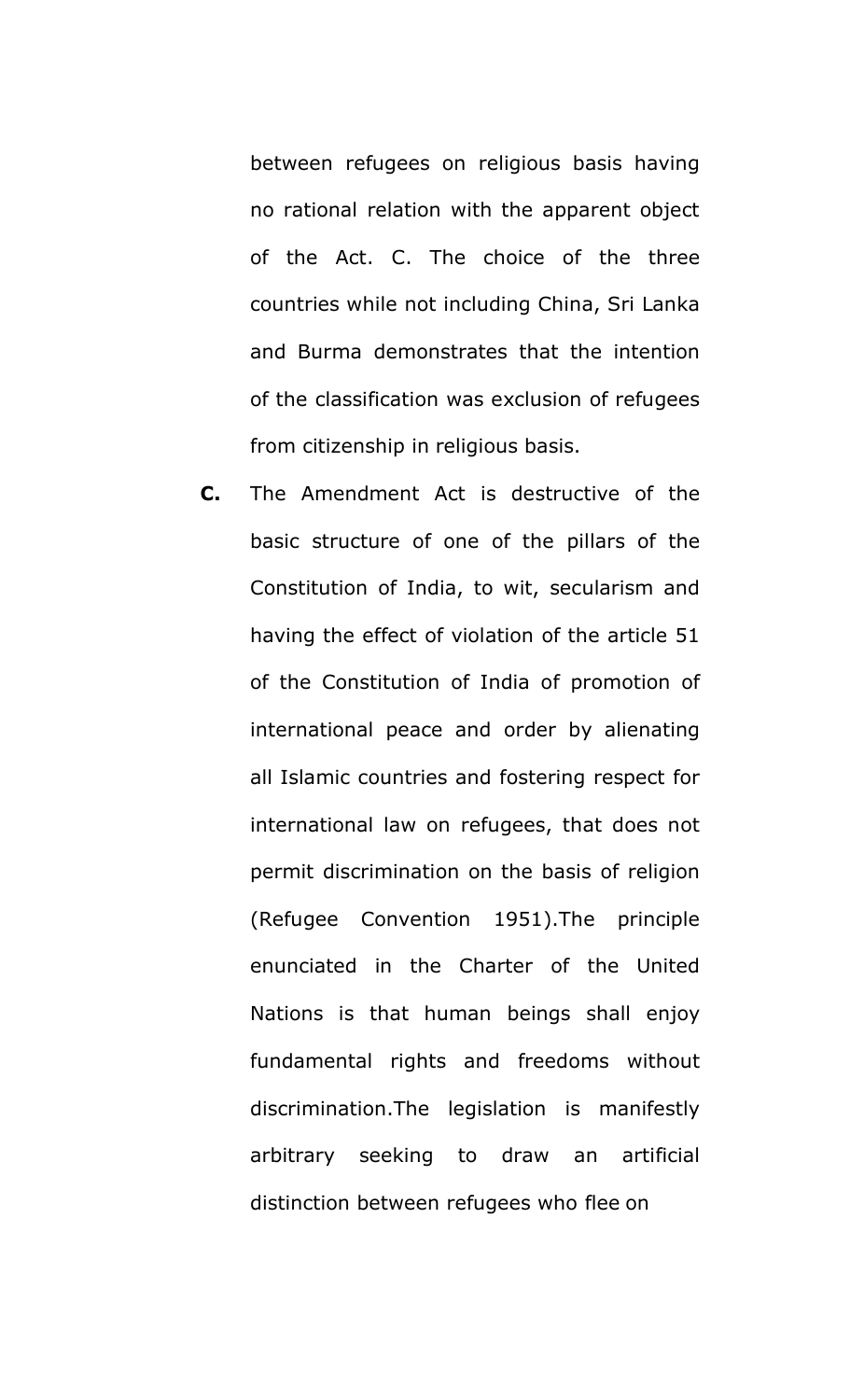between refugees on religious basis having no rational relation with the apparent object of the Act. C. The choice of the three countries while not including China, Sri Lanka and Burma demonstrates that the intention of the classification was exclusion of refugees from citizenship in religious basis.

**C.** The Amendment Act is destructive of the basic structure of one of the pillars of the Constitution of India, to wit, secularism and having the effect of violation of the article 51 of the Constitution of India of promotion of international peace and order by alienating all Islamic countries and fostering respect for international law on refugees, that does not permit discrimination on the basis of religion (Refugee Convention 1951).The principle enunciated in the Charter of the United Nations is that human beings shall enjoy fundamental rights and freedoms without discrimination.The legislation is manifestly arbitrary seeking to draw an artificial distinction between refugees who flee on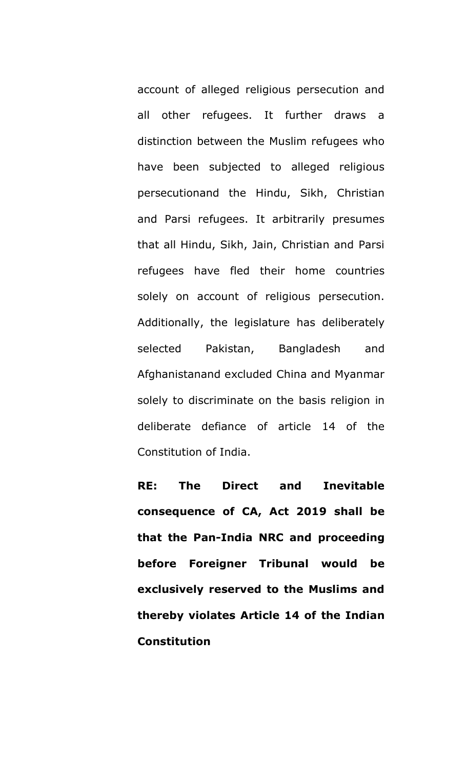account of alleged religious persecution and all other refugees. It further draws a distinction between the Muslim refugees who have been subjected to alleged religious persecutionand the Hindu, Sikh, Christian and Parsi refugees. It arbitrarily presumes that all Hindu, Sikh, Jain, Christian and Parsi refugees have fled their home countries solely on account of religious persecution. Additionally, the legislature has deliberately selected Pakistan, Bangladesh and Afghanistanand excluded China and Myanmar solely to discriminate on the basis religion in deliberate defiance of article 14 of the Constitution of India.

**RE: The Direct and Inevitable consequence of CA, Act 2019 shall be that the Pan-India NRC and proceeding before Foreigner Tribunal would be exclusively reserved to the Muslims and thereby violates Article 14 of the Indian Constitution**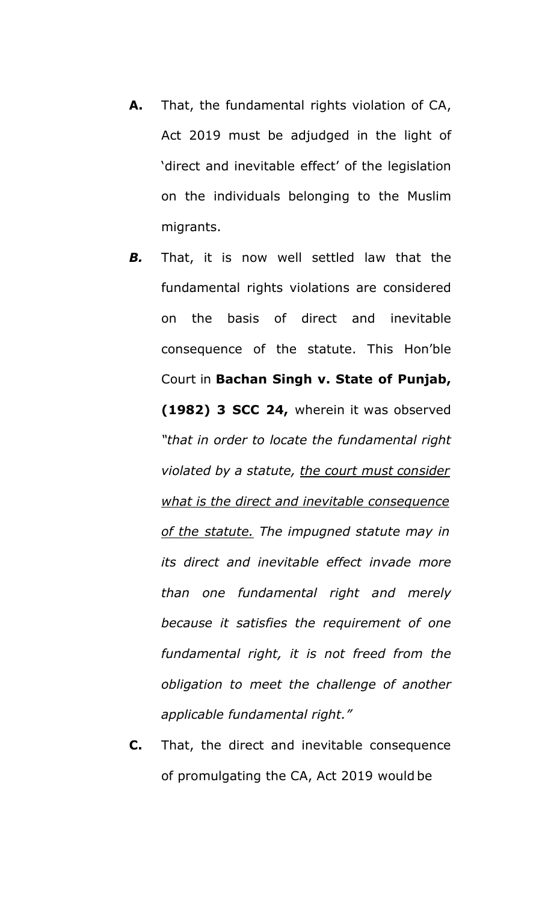**A.** That, the fundamental rights violation of CA, Act 2019 must be adjudged in the light of 'direct and inevitable effect' of the legislation on the individuals belonging to the Muslim migrants.

***B.*** That, it is now well settled law that the fundamental rights violations are considered on the basis of direct and inevitable consequence of the statute. This Hon'ble Court in **Bachan Singh v. State of Punjab, (1982) 3 SCC 24,** wherein it was observed *"that in order to locate the fundamental right violated by a statute, <u>the court must consider what is the direct and inevitable consequence of the statute.</u> The impugned statute may in its direct and inevitable effect invade more than one fundamental right and merely because it satisfies the requirement of one fundamental right, it is not freed from the obligation to meet the challenge of another applicable fundamental right."*

**C.** That, the direct and inevitable consequence of promulgating the CA, Act 2019 would be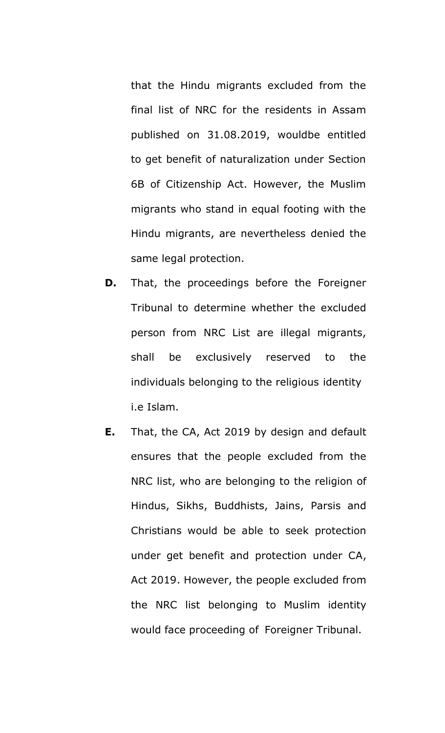that the Hindu migrants excluded from the final list of NRC for the residents in Assam published on 31.08.2019, wouldbe entitled to get benefit of naturalization under Section 6B of Citizenship Act. However, the Muslim migrants who stand in equal footing with the Hindu migrants, are nevertheless denied the same legal protection.

**D.** That, the proceedings before the Foreigner Tribunal to determine whether the excluded person from NRC List are illegal migrants, shall be exclusively reserved to the individuals belonging to the religious identity i.e Islam.

**E.** That, the CA, Act 2019 by design and default ensures that the people excluded from the NRC list, who are belonging to the religion of Hindus, Sikhs, Buddhists, Jains, Parsis and Christians would be able to seek protection under get benefit and protection under CA, Act 2019. However, the people excluded from the NRC list belonging to Muslim identity would face proceeding of Foreigner Tribunal.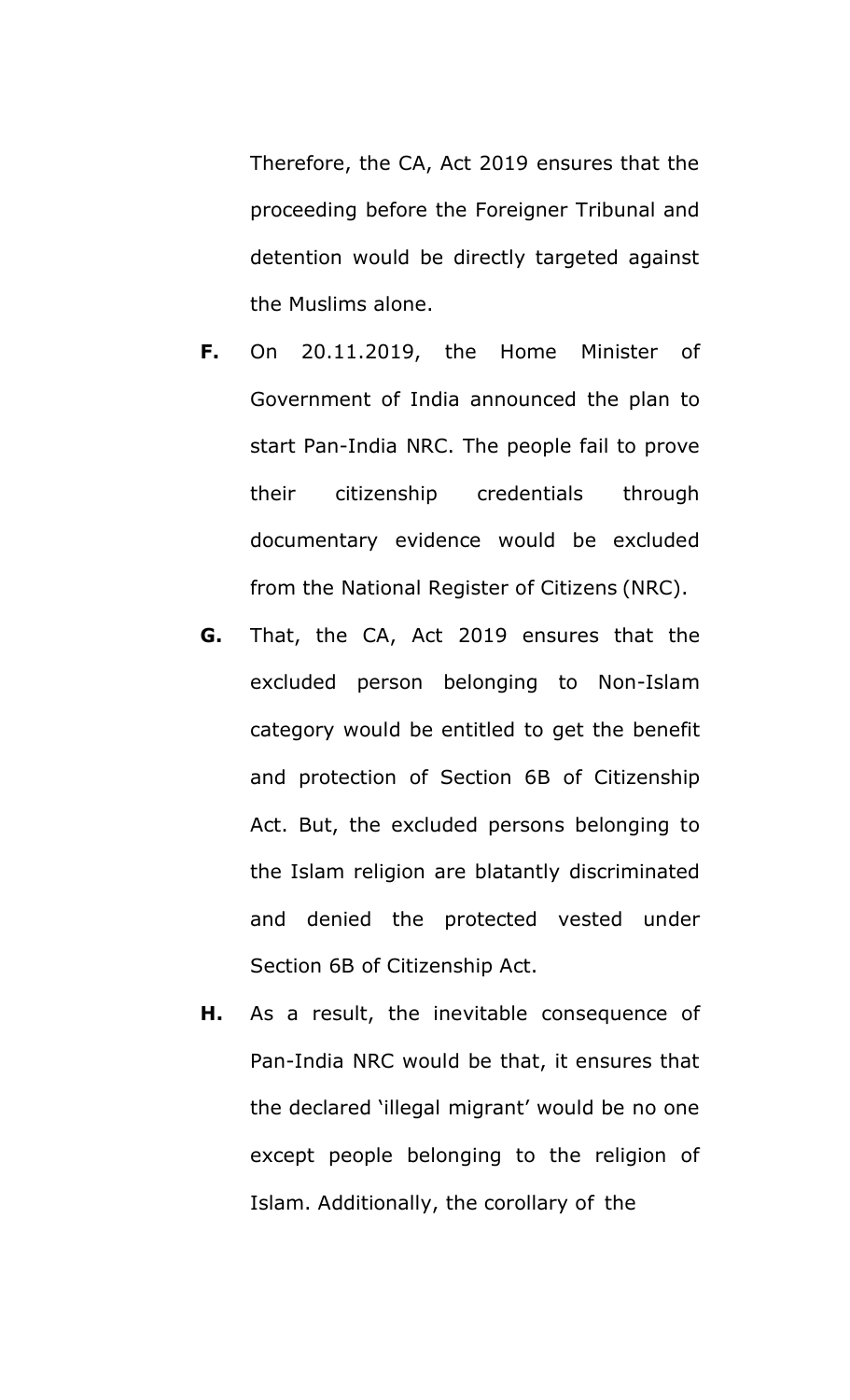Therefore, the CA, Act 2019 ensures that the proceeding before the Foreigner Tribunal and detention would be directly targeted against the Muslims alone.

**F.** On 20.11.2019, the Home Minister of Government of India announced the plan to start Pan-India NRC. The people fail to prove their citizenship credentials through documentary evidence would be excluded from the National Register of Citizens (NRC).

**G.** That, the CA, Act 2019 ensures that the excluded person belonging to Non-Islam category would be entitled to get the benefit and protection of Section 6B of Citizenship Act. But, the excluded persons belonging to the Islam religion are blatantly discriminated and denied the protected vested under Section 6B of Citizenship Act.

**H.** As a result, the inevitable consequence of Pan-India NRC would be that, it ensures that the declared 'illegal migrant' would be no one except people belonging to the religion of Islam. Additionally, the corollary of the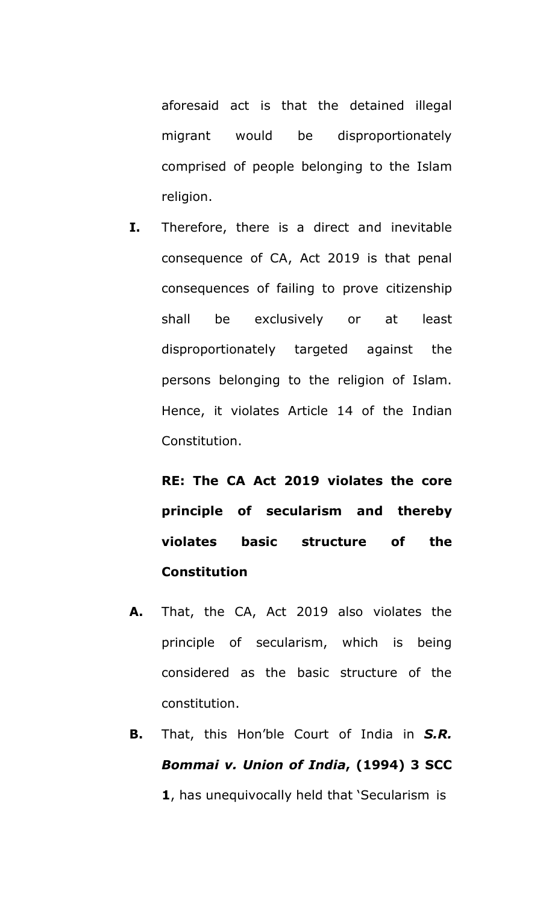aforesaid act is that the detained illegal migrant would be disproportionately comprised of people belonging to the Islam religion.

**I.** Therefore, there is a direct and inevitable consequence of CA, Act 2019 is that penal consequences of failing to prove citizenship shall be exclusively or at least disproportionately targeted against the persons belonging to the religion of Islam. Hence, it violates Article 14 of the Indian Constitution.

**RE: The CA Act 2019 violates the core principle of secularism and thereby violates basic structure of the Constitution**

**A.** That, the CA, Act 2019 also violates the principle of secularism, which is being considered as the basic structure of the constitution.

**B.** That, this Hon'ble Court of India in ***S.R. Bommai v. Union of India*, (1994) 3 SCC 1**, has unequivocally held that 'Secularism is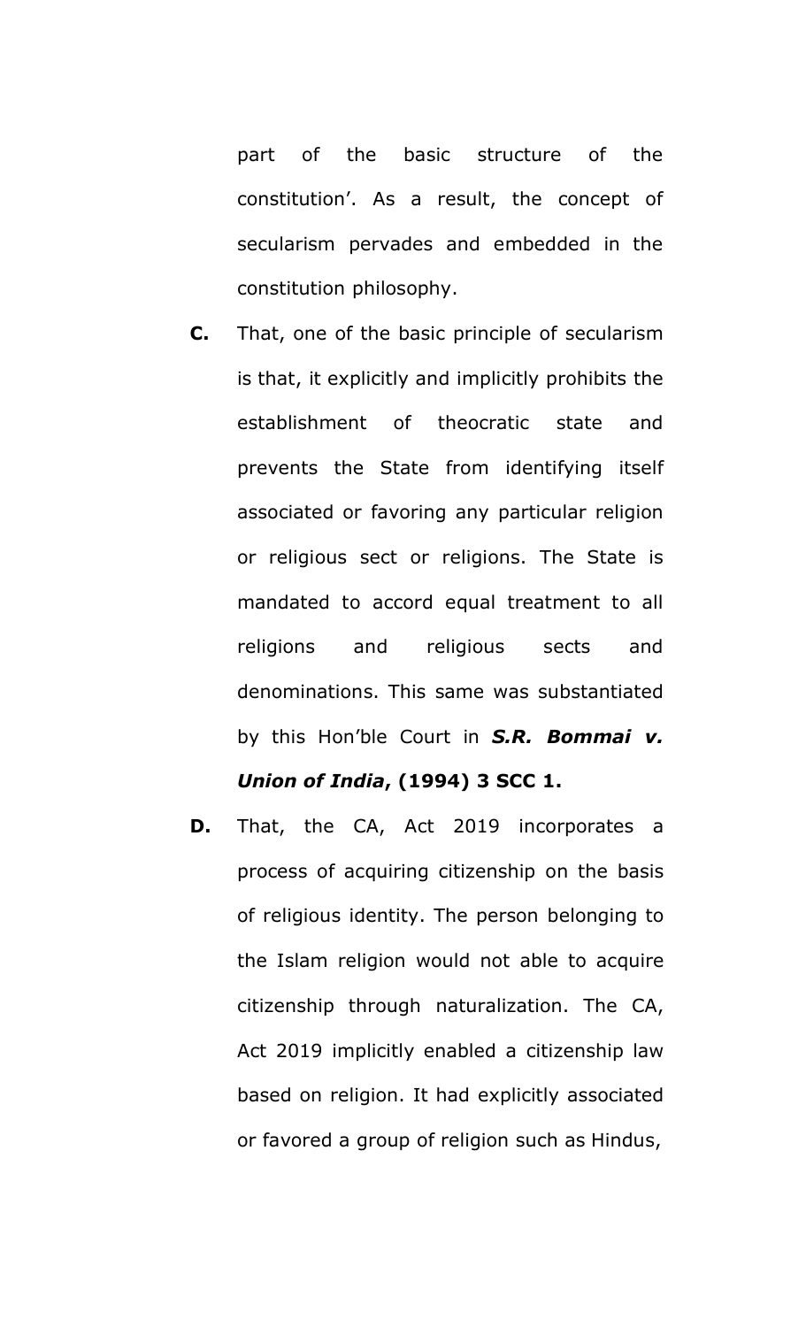part of the basic structure of the constitution'. As a result, the concept of secularism pervades and embedded in the constitution philosophy.

**C.** That, one of the basic principle of secularism is that, it explicitly and implicitly prohibits the establishment of theocratic state and prevents the State from identifying itself associated or favoring any particular religion or religious sect or religions. The State is mandated to accord equal treatment to all religions and religious sects and denominations. This same was substantiated by this Hon'ble Court in ***S.R. Bommai v. Union of India*, (1994) 3 SCC 1.**

**D.** That, the CA, Act 2019 incorporates a process of acquiring citizenship on the basis of religious identity. The person belonging to the Islam religion would not able to acquire citizenship through naturalization. The CA, Act 2019 implicitly enabled a citizenship law based on religion. It had explicitly associated or favored a group of religion such as Hindus,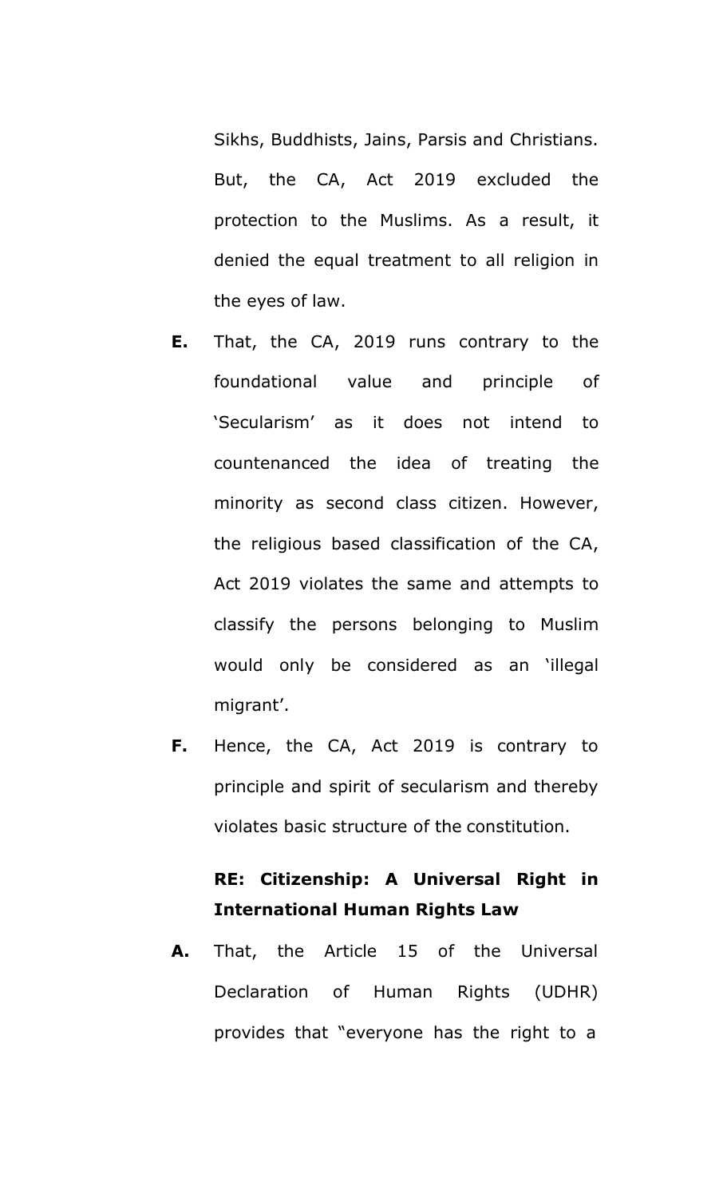Sikhs, Buddhists, Jains, Parsis and Christians. But, the CA, Act 2019 excluded the protection to the Muslims. As a result, it denied the equal treatment to all religion in the eyes of law.

**E.** That, the CA, 2019 runs contrary to the foundational value and principle of 'Secularism' as it does not intend to countenanced the idea of treating the minority as second class citizen. However, the religious based classification of the CA, Act 2019 violates the same and attempts to classify the persons belonging to Muslim would only be considered as an 'illegal migrant'.

**F.** Hence, the CA, Act 2019 is contrary to principle and spirit of secularism and thereby violates basic structure of the constitution.

**RE: Citizenship: A Universal Right in International Human Rights Law**

**A.** That, the Article 15 of the Universal Declaration of Human Rights (UDHR) provides that "everyone has the right to a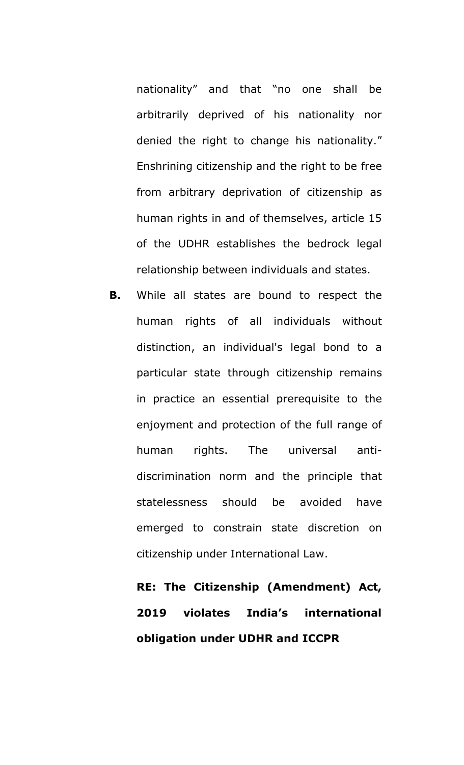nationality" and that "no one shall be arbitrarily deprived of his nationality nor denied the right to change his nationality." Enshrining citizenship and the right to be free from arbitrary deprivation of citizenship as human rights in and of themselves, article 15 of the UDHR establishes the bedrock legal relationship between individuals and states.

**B.** While all states are bound to respect the human rights of all individuals without distinction, an individual's legal bond to a particular state through citizenship remains in practice an essential prerequisite to the enjoyment and protection of the full range of human rights. The universal anti-discrimination norm and the principle that statelessness should be avoided have emerged to constrain state discretion on citizenship under International Law.

**RE: The Citizenship (Amendment) Act, 2019 violates India's international obligation under UDHR and ICCPR**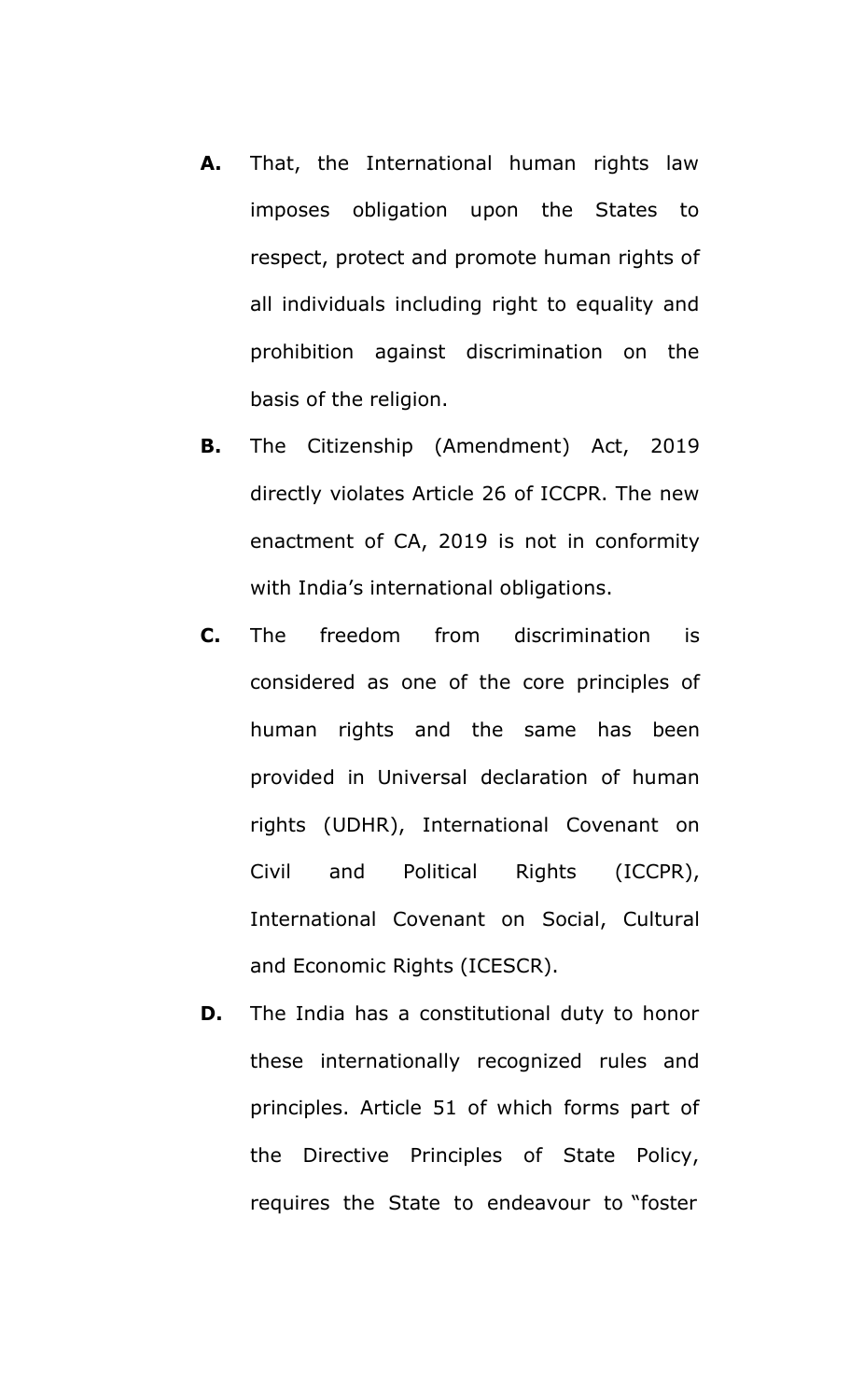**A.** That, the International human rights law imposes obligation upon the States to respect, protect and promote human rights of all individuals including right to equality and prohibition against discrimination on the basis of the religion.

**B.** The Citizenship (Amendment) Act, 2019 directly violates Article 26 of ICCPR. The new enactment of CA, 2019 is not in conformity with India's international obligations.

**C.** The freedom from discrimination is considered as one of the core principles of human rights and the same has been provided in Universal declaration of human rights (UDHR), International Covenant on Civil and Political Rights (ICCPR), International Covenant on Social, Cultural and Economic Rights (ICESCR).

**D.** The India has a constitutional duty to honor these internationally recognized rules and principles. Article 51 of which forms part of the Directive Principles of State Policy, requires the State to endeavour to "foster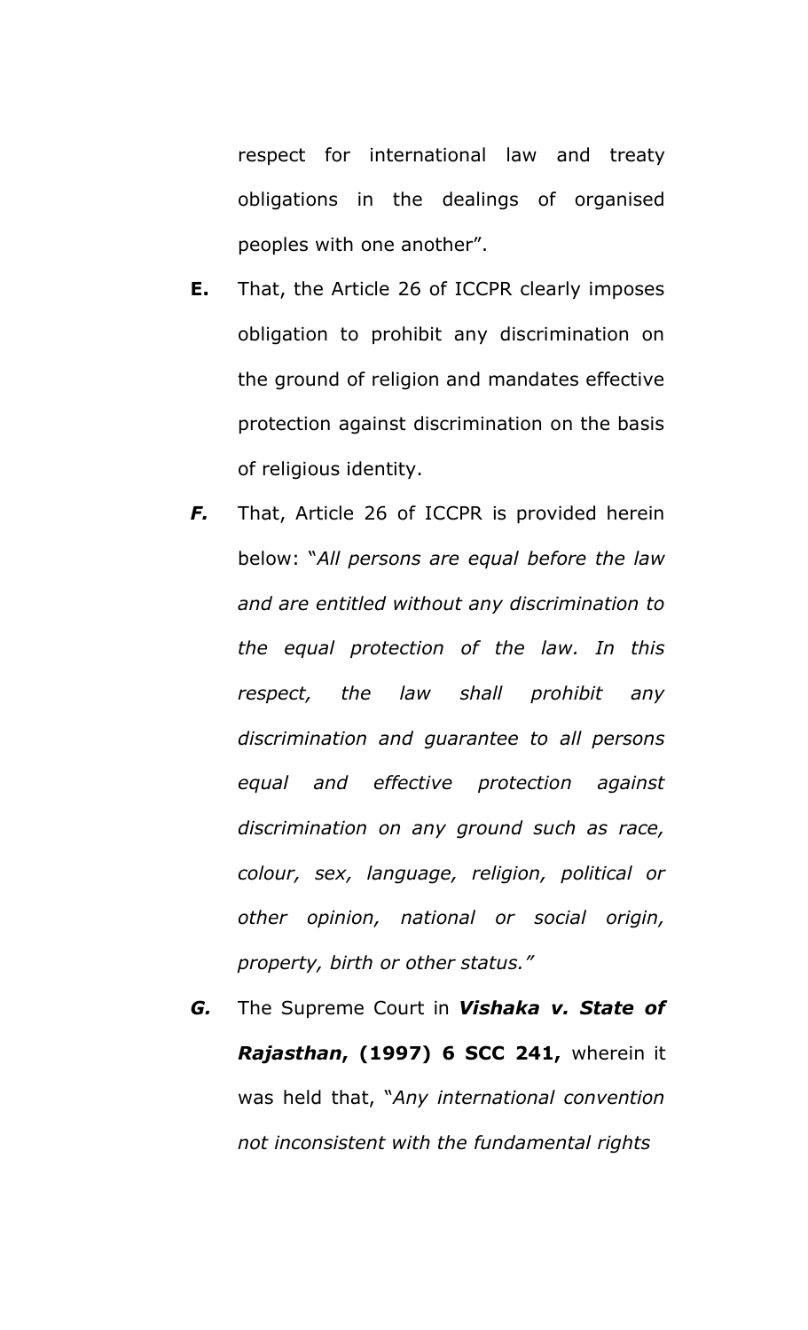respect for international law and treaty obligations in the dealings of organised peoples with one another".

**E.** That, the Article 26 of ICCPR clearly imposes obligation to prohibit any discrimination on the ground of religion and mandates effective protection against discrimination on the basis of religious identity.

***F.*** That, Article 26 of ICCPR is provided herein below: "*All persons are equal before the law and are entitled without any discrimination to the equal protection of the law. In this respect, the law shall prohibit any discrimination and guarantee to all persons equal and effective protection against discrimination on any ground such as race, colour, sex, language, religion, political or other opinion, national or social origin, property, birth or other status.*"

***G.*** The Supreme Court in ***Vishaka v. State of Rajasthan*, (1997) 6 SCC 241,** wherein it was held that, "*Any international convention not inconsistent with the fundamental rights*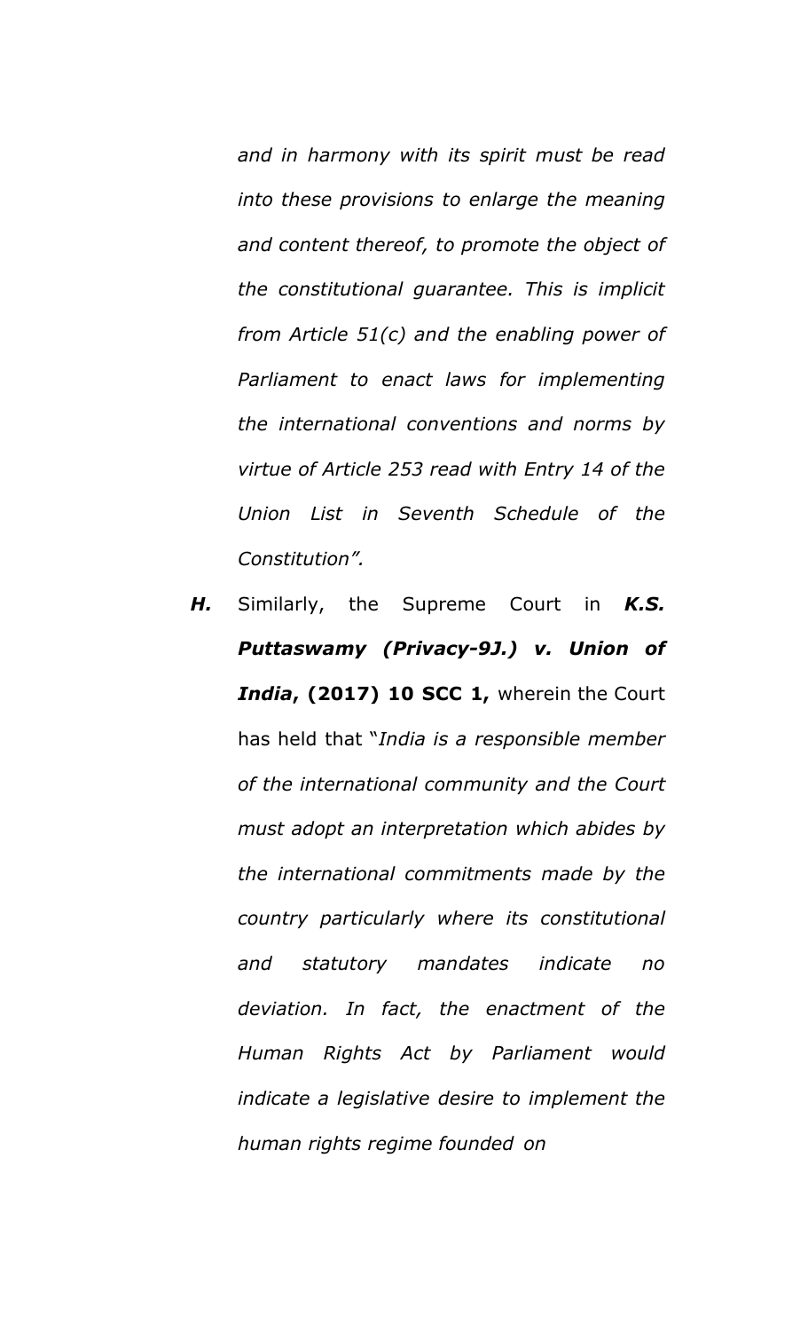*and in harmony with its spirit must be read into these provisions to enlarge the meaning and content thereof, to promote the object of the constitutional guarantee. This is implicit from Article 51(c) and the enabling power of Parliament to enact laws for implementing the international conventions and norms by virtue of Article 253 read with Entry 14 of the Union List in Seventh Schedule of the Constitution".*

***H.*** Similarly, the Supreme Court in ***K.S. Puttaswamy (Privacy-9J.) v. Union of India*****, (2017) 10 SCC 1,** wherein the Court has held that "*India is a responsible member of the international community and the Court must adopt an interpretation which abides by the international commitments made by the country particularly where its constitutional and statutory mandates indicate no deviation. In fact, the enactment of the Human Rights Act by Parliament would indicate a legislative desire to implement the human rights regime founded on*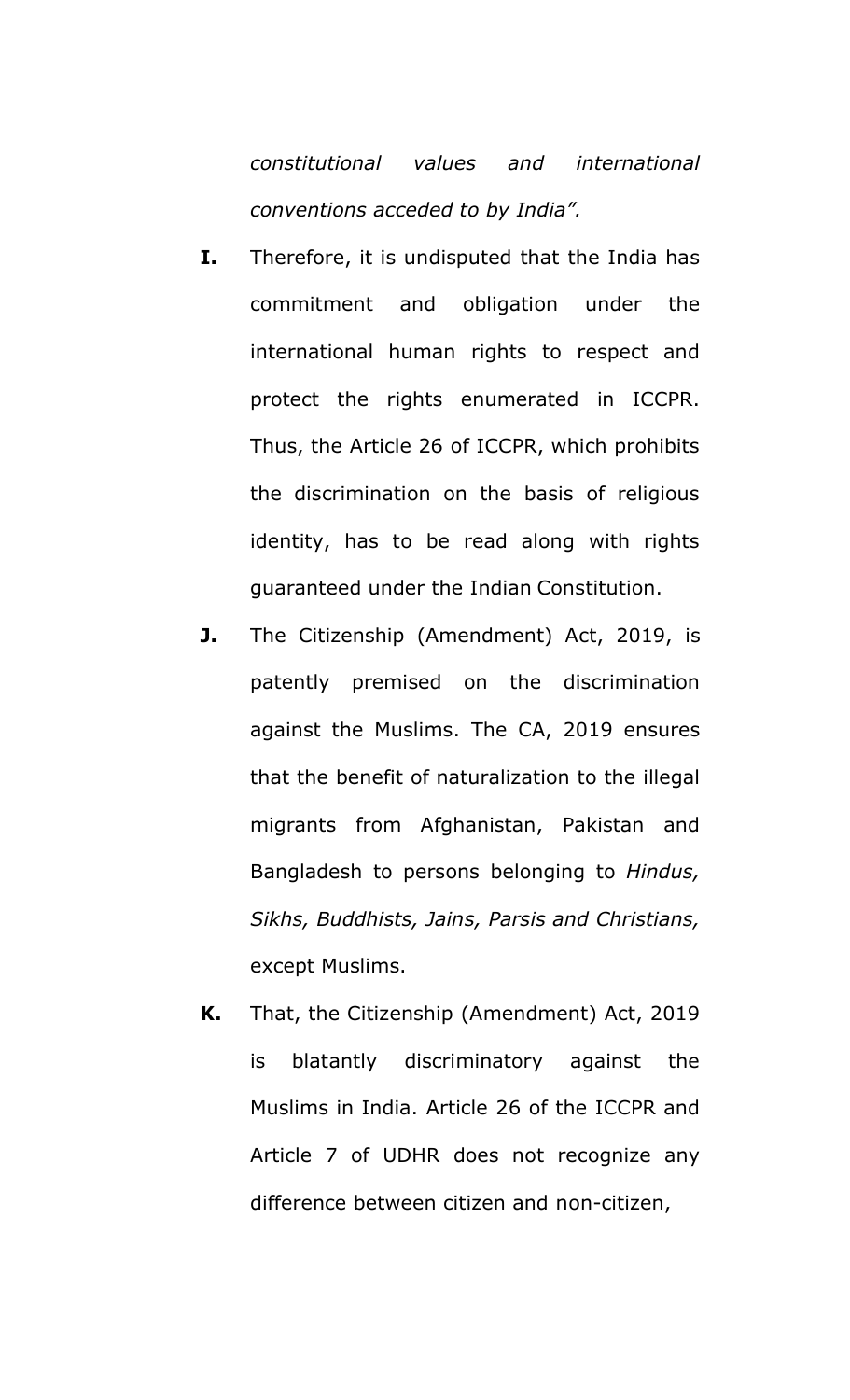*constitutional values and international conventions acceded to by India".*

**I.** Therefore, it is undisputed that the India has commitment and obligation under the international human rights to respect and protect the rights enumerated in ICCPR. Thus, the Article 26 of ICCPR, which prohibits the discrimination on the basis of religious identity, has to be read along with rights guaranteed under the Indian Constitution.

**J.** The Citizenship (Amendment) Act, 2019, is patently premised on the discrimination against the Muslims. The CA, 2019 ensures that the benefit of naturalization to the illegal migrants from Afghanistan, Pakistan and Bangladesh to persons belonging to *Hindus, Sikhs, Buddhists, Jains, Parsis and Christians,* except Muslims.

**K.** That, the Citizenship (Amendment) Act, 2019 is blatantly discriminatory against the Muslims in India. Article 26 of the ICCPR and Article 7 of UDHR does not recognize any difference between citizen and non-citizen,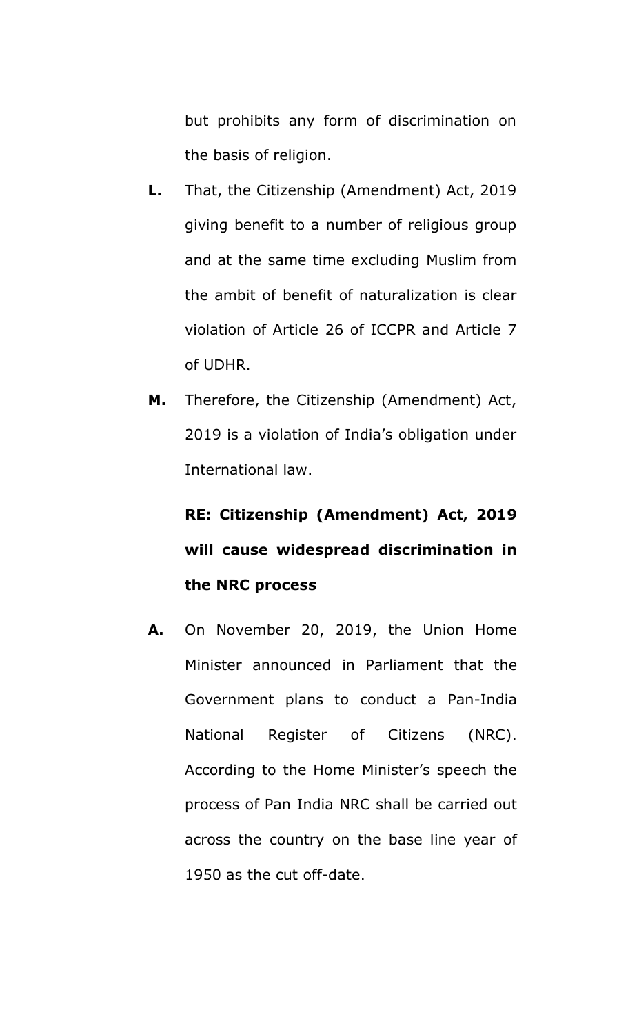but prohibits any form of discrimination on the basis of religion.

**L.** That, the Citizenship (Amendment) Act, 2019 giving benefit to a number of religious group and at the same time excluding Muslim from the ambit of benefit of naturalization is clear violation of Article 26 of ICCPR and Article 7 of UDHR.

**M.** Therefore, the Citizenship (Amendment) Act, 2019 is a violation of India's obligation under International law.

**RE: Citizenship (Amendment) Act, 2019 will cause widespread discrimination in the NRC process**

**A.** On November 20, 2019, the Union Home Minister announced in Parliament that the Government plans to conduct a Pan-India National Register of Citizens (NRC). According to the Home Minister's speech the process of Pan India NRC shall be carried out across the country on the base line year of 1950 as the cut off-date.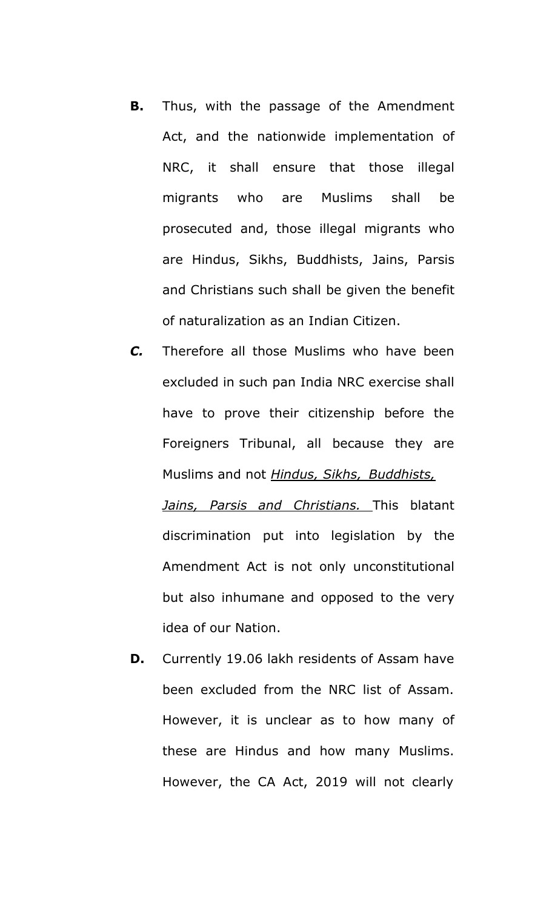**B.** Thus, with the passage of the Amendment Act, and the nationwide implementation of NRC, it shall ensure that those illegal migrants who are Muslims shall be prosecuted and, those illegal migrants who are Hindus, Sikhs, Buddhists, Jains, Parsis and Christians such shall be given the benefit of naturalization as an Indian Citizen.

***C.*** Therefore all those Muslims who have been excluded in such pan India NRC exercise shall have to prove their citizenship before the Foreigners Tribunal, all because they are Muslims and not <u>*Hindus, Sikhs, Buddhists, Jains, Parsis and Christians.*</u> This blatant discrimination put into legislation by the Amendment Act is not only unconstitutional but also inhumane and opposed to the very idea of our Nation.

**D.** Currently 19.06 lakh residents of Assam have been excluded from the NRC list of Assam. However, it is unclear as to how many of these are Hindus and how many Muslims. However, the CA Act, 2019 will not clearly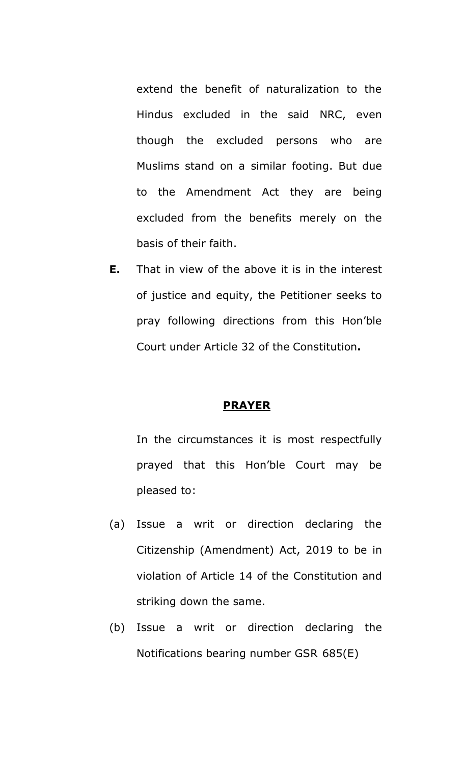extend the benefit of naturalization to the Hindus excluded in the said NRC, even though the excluded persons who are Muslims stand on a similar footing. But due to the Amendment Act they are being excluded from the benefits merely on the basis of their faith.

**E.** That in view of the above it is in the interest of justice and equity, the Petitioner seeks to pray following directions from this Hon'ble Court under Article 32 of the Constitution**.**

## **PRAYER**

In the circumstances it is most respectfully prayed that this Hon'ble Court may be pleased to:

(a) Issue a writ or direction declaring the Citizenship (Amendment) Act, 2019 to be in violation of Article 14 of the Constitution and striking down the same.

(b) Issue a writ or direction declaring the Notifications bearing number GSR 685(E)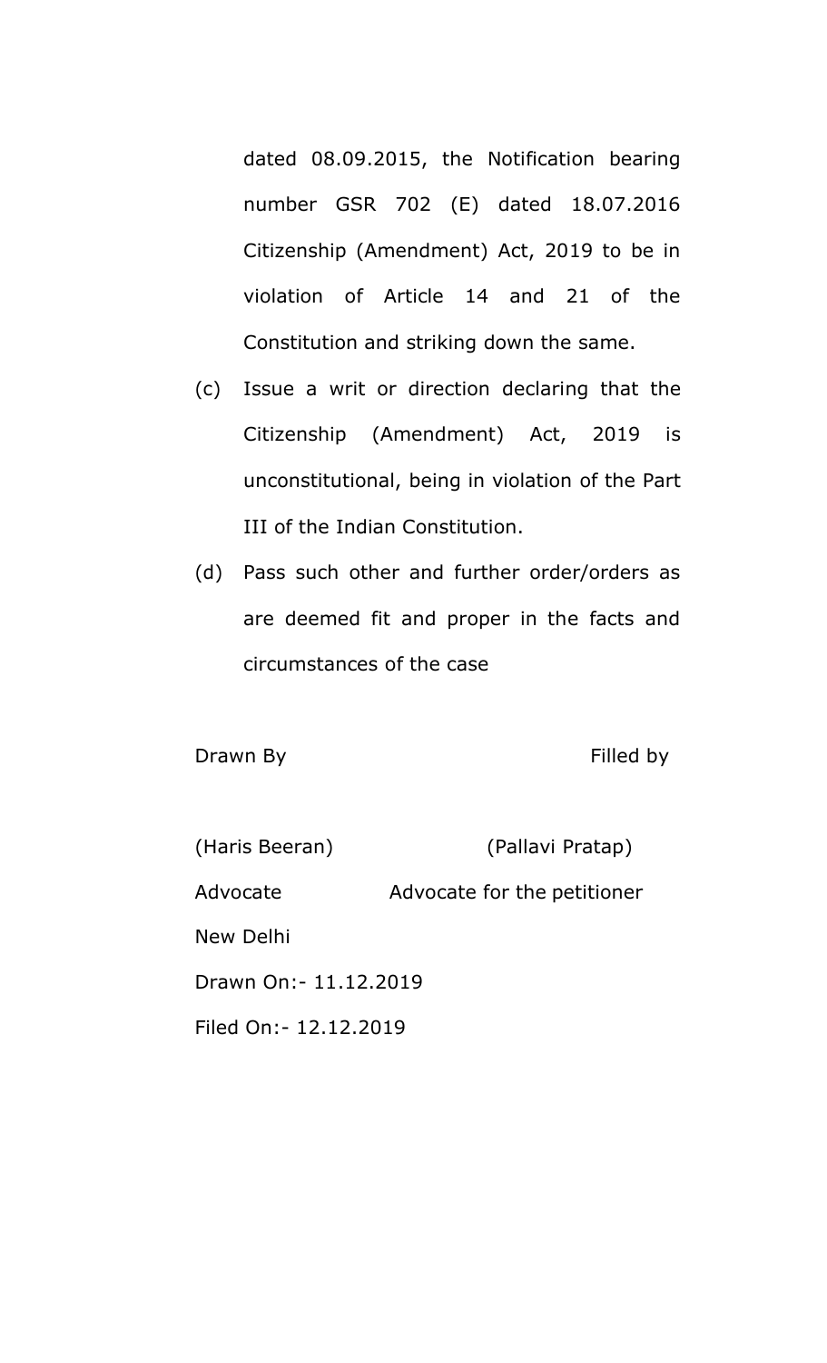dated 08.09.2015, the Notification bearing number GSR 702 (E) dated 18.07.2016 Citizenship (Amendment) Act, 2019 to be in violation of Article 14 and 21 of the Constitution and striking down the same.

(c) Issue a writ or direction declaring that the Citizenship (Amendment) Act, 2019 is unconstitutional, being in violation of the Part III of the Indian Constitution.

(d) Pass such other and further order/orders as are deemed fit and proper in the facts and circumstances of the case

Drawn By Filled by

(Haris Beeran) (Pallavi Pratap)

Advocate Advocate for the petitioner

New Delhi

Drawn On:- 11.12.2019

Filed On:- 12.12.2019